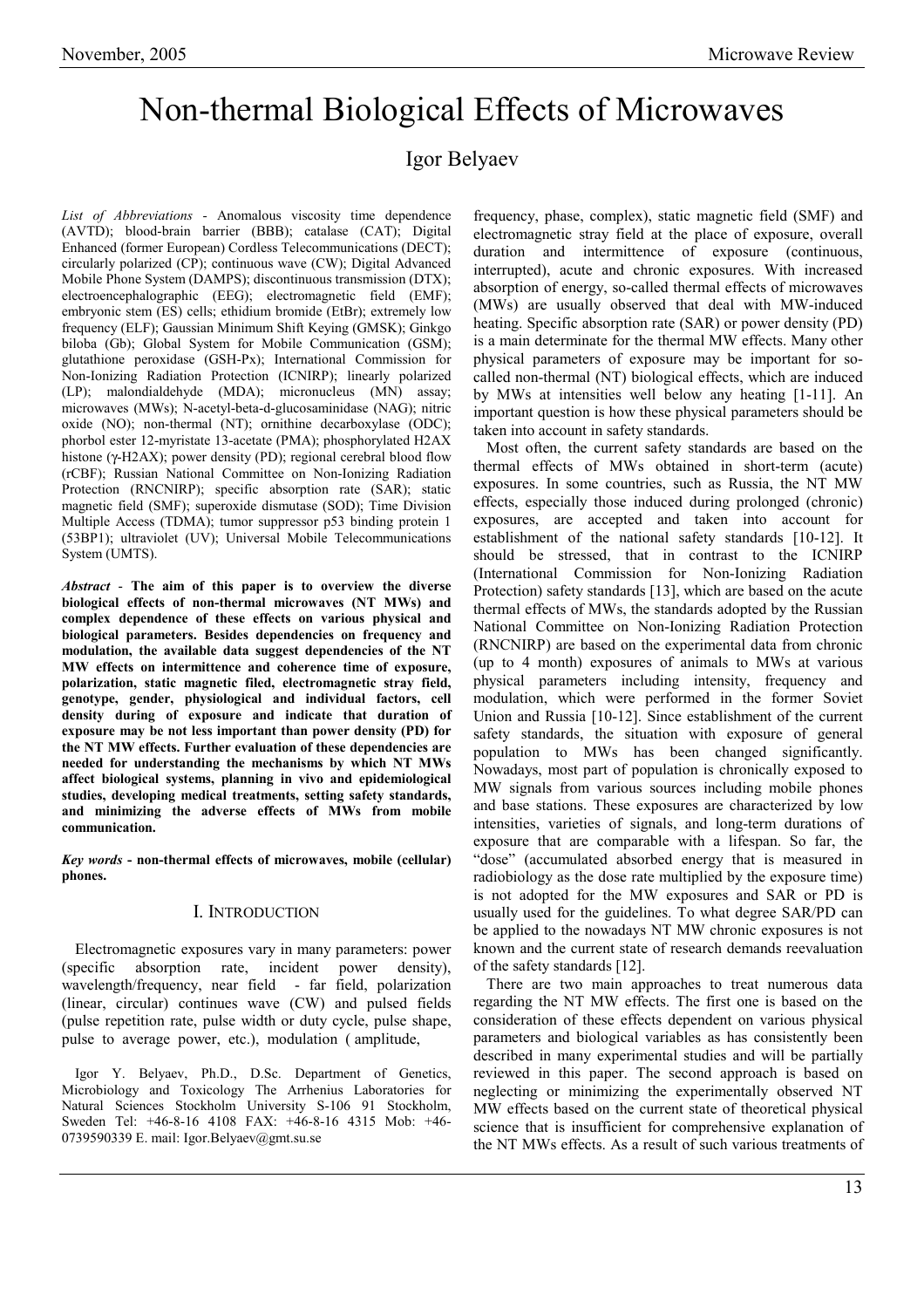# Non-thermal Biological Effects of Microwaves

Igor Belyaev

*List of Abbreviations* - Anomalous viscosity time dependence (AVTD); blood-brain barrier (BBB); catalase (CAT); Digital Enhanced (former European) Cordless Telecommunications (DECT); circularly polarized (CP); continuous wave (CW); Digital Advanced Mobile Phone System (DAMPS); discontinuous transmission (DTX); electroencephalographic (EEG); electromagnetic field (EMF); embryonic stem (ES) cells; ethidium bromide (EtBr); extremely low frequency (ELF); Gaussian Minimum Shift Keying (GMSK); Ginkgo biloba (Gb); Global System for Mobile Communication (GSM); glutathione peroxidase (GSH-Px); International Commission for Non-Ionizing Radiation Protection (ICNIRP); linearly polarized (LP); malondialdehyde (MDA); micronucleus (MN) assay; microwaves (MWs); N-acetyl-beta-d-glucosaminidase (NAG); nitric oxide (NO); non-thermal (NT); ornithine decarboxylase (ODC); phorbol ester 12-myristate 13-acetate (PMA); phosphorylated H2AX histone (γ-H2AX); power density (PD); regional cerebral blood flow (rCBF); Russian National Committee on Non-Ionizing Radiation Protection (RNCNIRP); specific absorption rate (SAR); static magnetic field (SMF); superoxide dismutase (SOD); Time Division Multiple Access (TDMA); tumor suppressor p53 binding protein 1 (53BP1); ultraviolet (UV); Universal Mobile Telecommunications System (UMTS).

***Abstract*** - **The aim of this paper is to overview the diverse biological effects of non-thermal microwaves (NT MWs) and complex dependence of these effects on various physical and biological parameters. Besides dependencies on frequency and modulation, the available data suggest dependencies of the NT MW effects on intermittence and coherence time of exposure, polarization, static magnetic filed, electromagnetic stray field, genotype, gender, physiological and individual factors, cell density during of exposure and indicate that duration of exposure may be not less important than power density (PD) for the NT MW effects. Further evaluation of these dependencies are needed for understanding the mechanisms by which NT MWs affect biological systems, planning in vivo and epidemiological studies, developing medical treatments, setting safety standards, and minimizing the adverse effects of MWs from mobile communication.**

***Key words*** **- non-thermal effects of microwaves, mobile (cellular) phones.**

## I. Introduction

Electromagnetic exposures vary in many parameters: power (specific absorption rate, incident power density), wavelength/frequency, near field - far field, polarization (linear, circular) continues wave (CW) and pulsed fields (pulse repetition rate, pulse width or duty cycle, pulse shape, pulse to average power, etc.), modulation ( amplitude, frequency, phase, complex), static magnetic field (SMF) and electromagnetic stray field at the place of exposure, overall duration and intermittence of exposure (continuous, interrupted), acute and chronic exposures. With increased absorption of energy, so-called thermal effects of microwaves (MWs) are usually observed that deal with MW-induced heating. Specific absorption rate (SAR) or power density (PD) is a main determinate for the thermal MW effects. Many other physical parameters of exposure may be important for so-called non-thermal (NT) biological effects, which are induced by MWs at intensities well below any heating [1-11]. An important question is how these physical parameters should be taken into account in safety standards.

Igor Y. Belyaev, Ph.D., D.Sc. Department of Genetics, Microbiology and Toxicology The Arrhenius Laboratories for Natural Sciences Stockholm University S-106 91 Stockholm, Sweden Tel: +46-8-16 4108 FAX: +46-8-16 4315 Mob: +46-0739590339 E. mail: Igor.Belyaev@gmt.su.se

Most often, the current safety standards are based on the thermal effects of MWs obtained in short-term (acute) exposures. In some countries, such as Russia, the NT MW effects, especially those induced during prolonged (chronic) exposures, are accepted and taken into account for establishment of the national safety standards [10-12]. It should be stressed, that in contrast to the ICNIRP (International Commission for Non-Ionizing Radiation Protection) safety standards [13], which are based on the acute thermal effects of MWs, the standards adopted by the Russian National Committee on Non-Ionizing Radiation Protection (RNCNIRP) are based on the experimental data from chronic (up to 4 month) exposures of animals to MWs at various physical parameters including intensity, frequency and modulation, which were performed in the former Soviet Union and Russia [10-12]. Since establishment of the current safety standards, the situation with exposure of general population to MWs has been changed significantly. Nowadays, most part of population is chronically exposed to MW signals from various sources including mobile phones and base stations. These exposures are characterized by low intensities, varieties of signals, and long-term durations of exposure that are comparable with a lifespan. So far, the "dose" (accumulated absorbed energy that is measured in radiobiology as the dose rate multiplied by the exposure time) is not adopted for the MW exposures and SAR or PD is usually used for the guidelines. To what degree SAR/PD can be applied to the nowadays NT MW chronic exposures is not known and the current state of research demands reevaluation of the safety standards [12].

There are two main approaches to treat numerous data regarding the NT MW effects. The first one is based on the consideration of these effects dependent on various physical parameters and biological variables as has consistently been described in many experimental studies and will be partially reviewed in this paper. The second approach is based on neglecting or minimizing the experimentally observed NT MW effects based on the current state of theoretical physical science that is insufficient for comprehensive explanation of the NT MWs effects. As a result of such various treatments of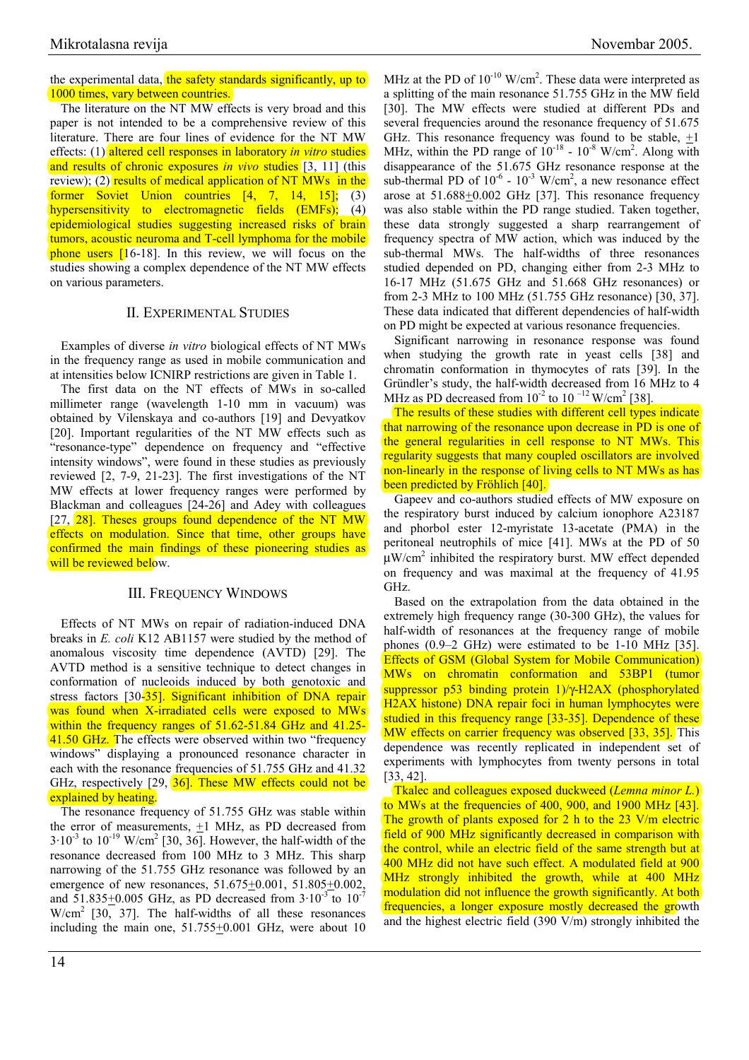the experimental data, the safety standards significantly, up to 1000 times, vary between countries.

The literature on the NT MW effects is very broad and this paper is not intended to be a comprehensive review of this literature. There are four lines of evidence for the NT MW effects: (1) altered cell responses in laboratory *in vitro* studies and results of chronic exposures *in vivo* studies [3, 11] (this review); (2) results of medical application of NT MWs in the former Soviet Union countries [4, 7, 14, 15]; (3) hypersensitivity to electromagnetic fields (EMFs); (4) epidemiological studies suggesting increased risks of brain tumors, acoustic neuroma and T-cell lymphoma for the mobile phone users [16-18]. In this review, we will focus on the studies showing a complex dependence of the NT MW effects on various parameters.

## II. Experimental Studies

Examples of diverse *in vitro* biological effects of NT MWs in the frequency range as used in mobile communication and at intensities below ICNIRP restrictions are given in Table 1.

The first data on the NT effects of MWs in so-called millimeter range (wavelength 1-10 mm in vacuum) was obtained by Vilenskaya and co-authors [19] and Devyatkov [20]. Important regularities of the NT MW effects such as "resonance-type" dependence on frequency and "effective intensity windows", were found in these studies as previously reviewed [2, 7-9, 21-23]. The first investigations of the NT MW effects at lower frequency ranges were performed by Blackman and colleagues [24-26] and Adey with colleagues [27, 28]. Theses groups found dependence of the NT MW effects on modulation. Since that time, other groups have confirmed the main findings of these pioneering studies as will be reviewed below.

## III. Frequency Windows

Effects of NT MWs on repair of radiation-induced DNA breaks in *E. coli* K12 AB1157 were studied by the method of anomalous viscosity time dependence (AVTD) [29]. The AVTD method is a sensitive technique to detect changes in conformation of nucleoids induced by both genotoxic and stress factors [30-35]. Significant inhibition of DNA repair was found when X-irradiated cells were exposed to MWs within the frequency ranges of 51.62-51.84 GHz and 41.25-41.50 GHz. The effects were observed within two "frequency windows" displaying a pronounced resonance character in each with the resonance frequencies of 51.755 GHz and 41.32 GHz, respectively [29, 36]. These MW effects could not be explained by heating.

The resonance frequency of 51.755 GHz was stable within the error of measurements, $\pm 1$ MHz, as PD decreased from $3 \cdot 10^{-3}$ to $10^{-19}$ W/cm$^2$ [30, 36]. However, the half-width of the resonance decreased from 100 MHz to 3 MHz. This sharp narrowing of the 51.755 GHz resonance was followed by an emergence of new resonances, 51.675$\pm$0.001, 51.805$\pm$0.002, and 51.835$\pm$0.005 GHz, as PD decreased from $3 \cdot 10^{-3}$ to $10^{-7}$ W/cm$^2$ [30, 37]. The half-widths of all these resonances including the main one, 51.755$\pm$0.001 GHz, were about 10 MHz at the PD of $10^{-10}$ W/cm$^2$. These data were interpreted as a splitting of the main resonance 51.755 GHz in the MW field [30]. The MW effects were studied at different PDs and several frequencies around the resonance frequency of 51.675 GHz. This resonance frequency was found to be stable, $\pm 1$ MHz, within the PD range of $10^{-18}$ - $10^{-8}$ W/cm$^2$. Along with disappearance of the 51.675 GHz resonance response at the sub-thermal PD of $10^{-6}$ - $10^{-3}$ W/cm$^2$, a new resonance effect arose at 51.688$\pm$0.002 GHz [37]. This resonance frequency was also stable within the PD range studied. Taken together, these data strongly suggested a sharp rearrangement of frequency spectra of MW action, which was induced by the sub-thermal MWs. The half-widths of three resonances studied depended on PD, changing either from 2-3 MHz to 16-17 MHz (51.675 GHz and 51.668 GHz resonances) or from 2-3 MHz to 100 MHz (51.755 GHz resonance) [30, 37]. These data indicated that different dependencies of half-width on PD might be expected at various resonance frequencies.

Significant narrowing in resonance response was found when studying the growth rate in yeast cells [38] and chromatin conformation in thymocytes of rats [39]. In the Gründler's study, the half-width decreased from 16 MHz to 4 MHz as PD decreased from $10^{-2}$ to $10^{-12}$ W/cm$^2$ [38].

The results of these studies with different cell types indicate that narrowing of the resonance upon decrease in PD is one of the general regularities in cell response to NT MWs. This regularity suggests that many coupled oscillators are involved non-linearly in the response of living cells to NT MWs as has been predicted by Fröhlich [40].

Gapeev and co-authors studied effects of MW exposure on the respiratory burst induced by calcium ionophore A23187 and phorbol ester 12-myristate 13-acetate (PMA) in the peritoneal neutrophils of mice [41]. MWs at the PD of 50 μW/cm$^2$ inhibited the respiratory burst. MW effect depended on frequency and was maximal at the frequency of 41.95 GHz.

Based on the extrapolation from the data obtained in the extremely high frequency range (30-300 GHz), the values for half-width of resonances at the frequency range of mobile phones (0.9–2 GHz) were estimated to be 1-10 MHz [35]. Effects of GSM (Global System for Mobile Communication) MWs on chromatin conformation and 53BP1 (tumor suppressor p53 binding protein 1)/γ-H2AX (phosphorylated H2AX histone) DNA repair foci in human lymphocytes were studied in this frequency range [33-35]. Dependence of these MW effects on carrier frequency was observed [33, 35]. This dependence was recently replicated in independent set of experiments with lymphocytes from twenty persons in total [33, 42].

Tkalec and colleagues exposed duckweed (*Lemna minor L.*) to MWs at the frequencies of 400, 900, and 1900 MHz [43]. The growth of plants exposed for 2 h to the 23 V/m electric field of 900 MHz significantly decreased in comparison with the control, while an electric field of the same strength but at 400 MHz did not have such effect. A modulated field at 900 MHz strongly inhibited the growth, while at 400 MHz modulation did not influence the growth significantly. At both frequencies, a longer exposure mostly decreased the growth and the highest electric field (390 V/m) strongly inhibited the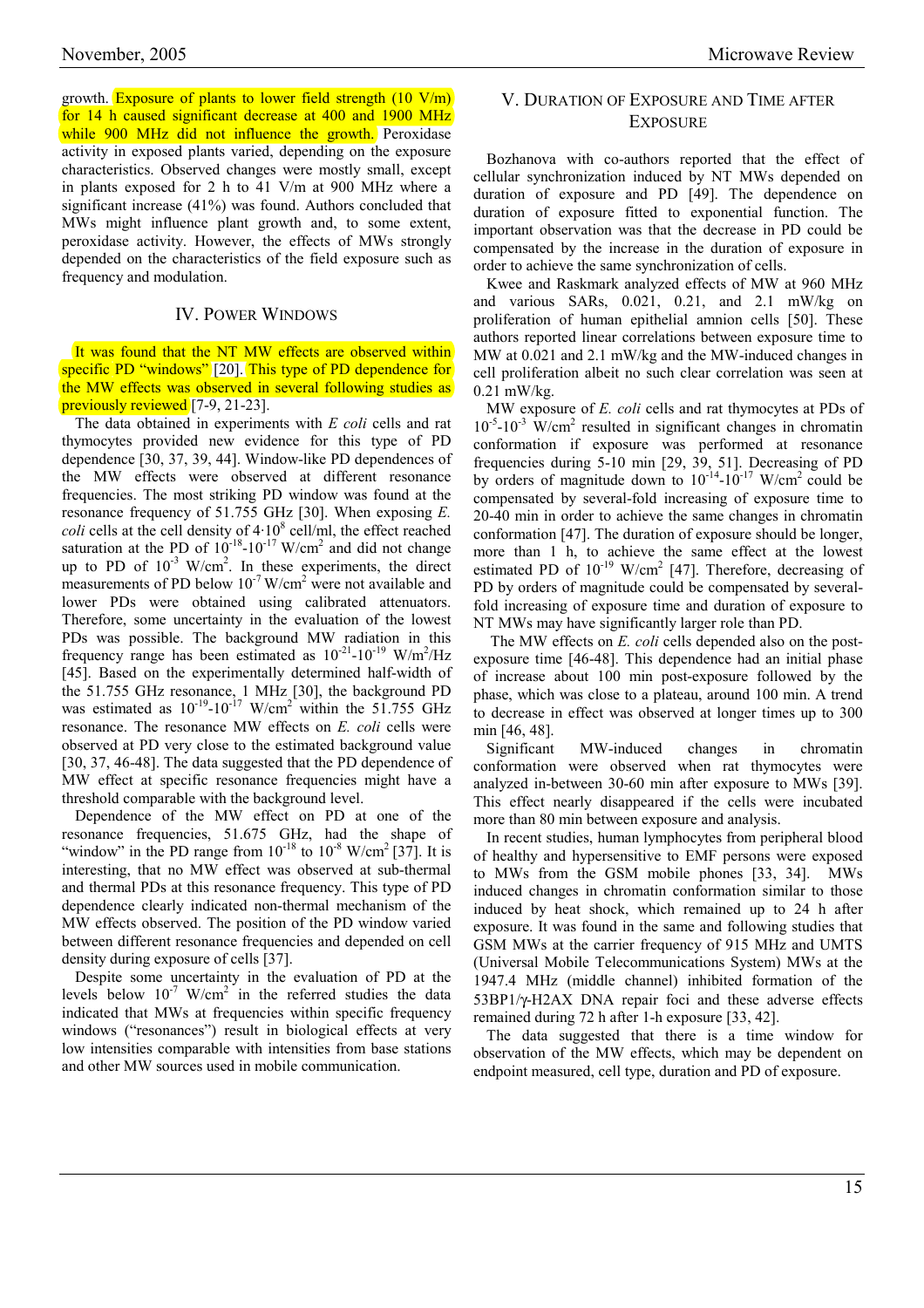growth. Exposure of plants to lower field strength (10 V/m) for 14 h caused significant decrease at 400 and 1900 MHz while 900 MHz did not influence the growth. Peroxidase activity in exposed plants varied, depending on the exposure characteristics. Observed changes were mostly small, except in plants exposed for 2 h to 41 V/m at 900 MHz where a significant increase (41%) was found. Authors concluded that MWs might influence plant growth and, to some extent, peroxidase activity. However, the effects of MWs strongly depended on the characteristics of the field exposure such as frequency and modulation.

## IV. Power Windows

It was found that the NT MW effects are observed within specific PD "windows" [20]. This type of PD dependence for the MW effects was observed in several following studies as previously reviewed [7-9, 21-23].

The data obtained in experiments with *E coli* cells and rat thymocytes provided new evidence for this type of PD dependence [30, 37, 39, 44]. Window-like PD dependences of the MW effects were observed at different resonance frequencies. The most striking PD window was found at the resonance frequency of 51.755 GHz [30]. When exposing *E. coli* cells at the cell density of $4 \cdot 10^8$ cell/ml, the effect reached saturation at the PD of $10^{-18}$-$10^{-17}$ W/cm$^2$ and did not change up to PD of $10^{-3}$ W/cm$^2$. In these experiments, the direct measurements of PD below $10^{-7}$ W/cm$^2$ were not available and lower PDs were obtained using calibrated attenuators. Therefore, some uncertainty in the evaluation of the lowest PDs was possible. The background MW radiation in this frequency range has been estimated as $10^{-21}$-$10^{-19}$ W/m$^2$/Hz [45]. Based on the experimentally determined half-width of the 51.755 GHz resonance, 1 MHz [30], the background PD was estimated as $10^{-19}$-$10^{-17}$ W/cm$^2$ within the 51.755 GHz resonance. The resonance MW effects on *E. coli* cells were observed at PD very close to the estimated background value [30, 37, 46-48]. The data suggested that the PD dependence of MW effect at specific resonance frequencies might have a threshold comparable with the background level.

Dependence of the MW effect on PD at one of the resonance frequencies, 51.675 GHz, had the shape of "window" in the PD range from $10^{-18}$ to $10^{-8}$ W/cm$^2$ [37]. It is interesting, that no MW effect was observed at sub-thermal and thermal PDs at this resonance frequency. This type of PD dependence clearly indicated non-thermal mechanism of the MW effects observed. The position of the PD window varied between different resonance frequencies and depended on cell density during exposure of cells [37].

Despite some uncertainty in the evaluation of PD at the levels below $10^{-7}$ W/cm$^2$ in the referred studies the data indicated that MWs at frequencies within specific frequency windows ("resonances") result in biological effects at very low intensities comparable with intensities from base stations and other MW sources used in mobile communication.

## V. Duration of Exposure and Time after Exposure

Bozhanova with co-authors reported that the effect of cellular synchronization induced by NT MWs depended on duration of exposure and PD [49]. The dependence on duration of exposure fitted to exponential function. The important observation was that the decrease in PD could be compensated by the increase in the duration of exposure in order to achieve the same synchronization of cells.

Kwee and Raskmark analyzed effects of MW at 960 MHz and various SARs, 0.021, 0.21, and 2.1 mW/kg on proliferation of human epithelial amnion cells [50]. These authors reported linear correlations between exposure time to MW at 0.021 and 2.1 mW/kg and the MW-induced changes in cell proliferation albeit no such clear correlation was seen at 0.21 mW/kg.

MW exposure of *E. coli* cells and rat thymocytes at PDs of $10^{-5}$-$10^{-3}$ W/cm$^2$ resulted in significant changes in chromatin conformation if exposure was performed at resonance frequencies during 5-10 min [29, 39, 51]. Decreasing of PD by orders of magnitude down to $10^{-14}$-$10^{-17}$ W/cm$^2$ could be compensated by several-fold increasing of exposure time to 20-40 min in order to achieve the same changes in chromatin conformation [47]. The duration of exposure should be longer, more than 1 h, to achieve the same effect at the lowest estimated PD of $10^{-19}$ W/cm$^2$ [47]. Therefore, decreasing of PD by orders of magnitude could be compensated by several-fold increasing of exposure time and duration of exposure to NT MWs may have significantly larger role than PD.

The MW effects on *E. coli* cells depended also on the post-exposure time [46-48]. This dependence had an initial phase of increase about 100 min post-exposure followed by the phase, which was close to a plateau, around 100 min. A trend to decrease in effect was observed at longer times up to 300 min [46, 48].

Significant MW-induced changes in chromatin conformation were observed when rat thymocytes were analyzed in-between 30-60 min after exposure to MWs [39]. This effect nearly disappeared if the cells were incubated more than 80 min between exposure and analysis.

In recent studies, human lymphocytes from peripheral blood of healthy and hypersensitive to EMF persons were exposed to MWs from the GSM mobile phones [33, 34]. MWs induced changes in chromatin conformation similar to those induced by heat shock, which remained up to 24 h after exposure. It was found in the same and following studies that GSM MWs at the carrier frequency of 915 MHz and UMTS (Universal Mobile Telecommunications System) MWs at the 1947.4 MHz (middle channel) inhibited formation of the 53BP1/γ-H2AX DNA repair foci and these adverse effects remained during 72 h after 1-h exposure [33, 42].

The data suggested that there is a time window for observation of the MW effects, which may be dependent on endpoint measured, cell type, duration and PD of exposure.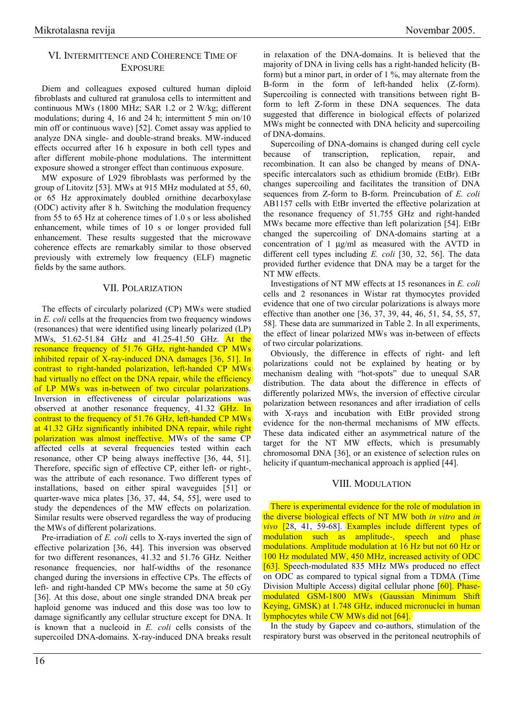## VI. Intermittence and Coherence Time of Exposure

Diem and colleagues exposed cultured human diploid fibroblasts and cultured rat granulosa cells to intermittent and continuous MWs (1800 MHz; SAR 1.2 or 2 W/kg; different modulations; during 4, 16 and 24 h; intermittent 5 min on/10 min off or continuous wave) [52]. Comet assay was applied to analyze DNA single- and double-strand breaks. MW-induced effects occurred after 16 h exposure in both cell types and after different mobile-phone modulations. The intermittent exposure showed a stronger effect than continuous exposure.

MW exposure of L929 fibroblasts was performed by the group of Litovitz [53]. MWs at 915 MHz modulated at 55, 60, or 65 Hz approximately doubled ornithine decarboxylase (ODC) activity after 8 h. Switching the modulation frequency from 55 to 65 Hz at coherence times of 1.0 s or less abolished enhancement, while times of 10 s or longer provided full enhancement. These results suggested that the microwave coherence effects are remarkably similar to those observed previously with extremely low frequency (ELF) magnetic fields by the same authors.

## VII. Polarization

The effects of circularly polarized (CP) MWs were studied in *E. coli* cells at the frequencies from two frequency windows (resonances) that were identified using linearly polarized (LP) MWs, 51.62-51.84 GHz and 41.25-41.50 GHz. At the resonance frequency of 51.76 GHz, right-handed CP MWs inhibited repair of X-ray-induced DNA damages [36, 51]. In contrast to right-handed polarization, left-handed CP MWs had virtually no effect on the DNA repair, while the efficiency of LP MWs was in-between of two circular polarizations. Inversion in effectiveness of circular polarizations was observed at another resonance frequency, 41.32 GHz. In contrast to the frequency of 51.76 GHz, left-handed CP MWs at 41.32 GHz significantly inhibited DNA repair, while right polarization was almost ineffective. MWs of the same CP affected cells at several frequencies tested within each resonance, other CP being always ineffective [36, 44, 51]. Therefore, specific sign of effective CP, either left- or right-, was the attribute of each resonance. Two different types of installations, based on either spiral waveguides [51] or quarter-wave mica plates [36, 37, 44, 54, 55], were used to study the dependences of the MW effects on polarization. Similar results were observed regardless the way of producing the MWs of different polarizations.

Pre-irradiation of *E. coli* cells to X-rays inverted the sign of effective polarization [36, 44]. This inversion was observed for two different resonances, 41.32 and 51.76 GHz. Neither resonance frequencies, nor half-widths of the resonance changed during the inversions in effective CPs. The effects of left- and right-handed CP MWs become the same at 50 cGy [36]. At this dose, about one single stranded DNA break per haploid genome was induced and this dose was too low to damage significantly any cellular structure except for DNA. It is known that a nucleoid in *E. coli* cells consists of the supercoiled DNA-domains. X-ray-induced DNA breaks result in relaxation of the DNA-domains. It is believed that the majority of DNA in living cells has a right-handed helicity (B-form) but a minor part, in order of 1 %, may alternate from the B-form in the form of left-handed helix (Z-form). Supercoiling is connected with transitions between right B-form to left Z-form in these DNA sequences. The data suggested that difference in biological effects of polarized MWs might be connected with DNA helicity and supercoiling of DNA-domains.

Supercoiling of DNA-domains is changed during cell cycle because of transcription, replication, repair, and recombination. It can also be changed by means of DNA-specific intercalators such as ethidium bromide (EtBr). EtBr changes supercoiling and facilitates the transition of DNA sequences from Z-form to B-form. Preincubation of *E. coli* AB1157 cells with EtBr inverted the effective polarization at the resonance frequency of 51.755 GHz and right-handed MWs became more effective than left polarization [54]. EtBr changed the supercoiling of DNA-domains starting at a concentration of 1 μg/ml as measured with the AVTD in different cell types including *E. coli* [30, 32, 56]. The data provided further evidence that DNA may be a target for the NT MW effects.

Investigations of NT MW effects at 15 resonances in *E. coli* cells and 2 resonances in Wistar rat thymocytes provided evidence that one of two circular polarizations is always more effective than another one [36, 37, 39, 44, 46, 51, 54, 55, 57, 58]. These data are summarized in Table 2. In all experiments, the effect of linear polarized MWs was in-between of effects of two circular polarizations.

Obviously, the difference in effects of right- and left polarizations could not be explained by heating or by mechanism dealing with "hot-spots" due to unequal SAR distribution. The data about the difference in effects of differently polarized MWs, the inversion of effective circular polarization between resonances and after irradiation of cells with X-rays and incubation with EtBr provided strong evidence for the non-thermal mechanisms of MW effects. These data indicated either an asymmetrical nature of the target for the NT MW effects, which is presumably chromosomal DNA [36], or an existence of selection rules on helicity if quantum-mechanical approach is applied [44].

## VIII. Modulation

There is experimental evidence for the role of modulation in the diverse biological effects of NT MW both *in vitro* and *in vivo* [28, 41, 59-68]. Examples include different types of modulation such as amplitude-, speech and phase modulations. Amplitude modulation at 16 Hz but not 60 Hz or 100 Hz modulated MW, 450 MHz, increased activity of ODC [63]. Speech-modulated 835 MHz MWs produced no effect on ODC as compared to typical signal from a TDMA (Time Division Multiple Access) digital cellular phone [60]. Phase-modulated GSM-1800 MWs (Gaussian Minimum Shift Keying, GMSK) at 1.748 GHz, induced micronuclei in human lymphocytes while CW MWs did not [64].

In the study by Gapeev and co-authors, stimulation of the respiratory burst was observed in the peritoneal neutrophils of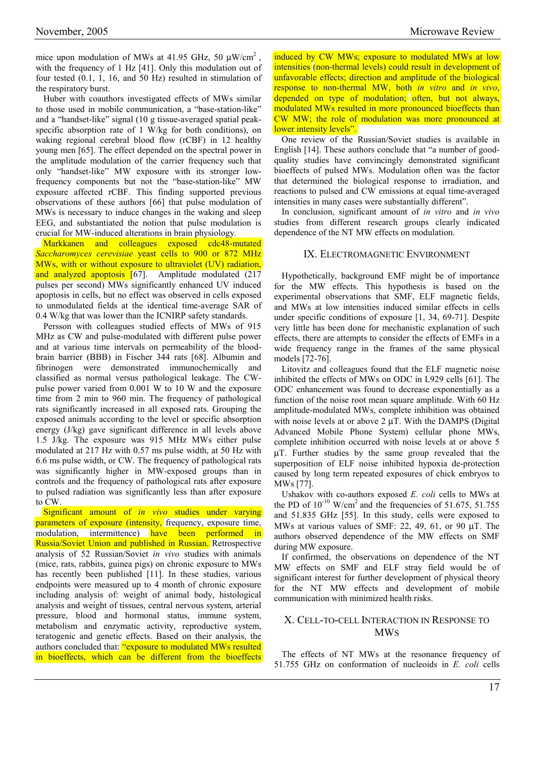mice upon modulation of MWs at 41.95 GHz, 50 μW/cm$^2$, with the frequency of 1 Hz [41]. Only this modulation out of four tested (0.1, 1, 16, and 50 Hz) resulted in stimulation of the respiratory burst.

Huber with coauthors investigated effects of MWs similar to those used in mobile communication, a "base-station-like" and a "handset-like" signal (10 g tissue-averaged spatial peak-specific absorption rate of 1 W/kg for both conditions), on waking regional cerebral blood flow (rCBF) in 12 healthy young men [65]. The effect depended on the spectral power in the amplitude modulation of the carrier frequency such that only "handset-like" MW exposure with its stronger low-frequency components but not the "base-station-like" MW exposure affected rCBF. This finding supported previous observations of these authors [66] that pulse modulation of MWs is necessary to induce changes in the waking and sleep EEG, and substantiated the notion that pulse modulation is crucial for MW-induced alterations in brain physiology.

Markkanen and colleagues exposed cdc48-mutated *Saccharomyces cerevisiae* yeast cells to 900 or 872 MHz MWs, with or without exposure to ultraviolet (UV) radiation, and analyzed apoptosis [67]. Amplitude modulated (217 pulses per second) MWs significantly enhanced UV induced apoptosis in cells, but no effect was observed in cells exposed to unmodulated fields at the identical time-average SAR of 0.4 W/kg that was lower than the ICNIRP safety standards.

Persson with colleagues studied effects of MWs of 915 MHz as CW and pulse-modulated with different pulse power and at various time intervals on permeability of the blood-brain barrier (BBB) in Fischer 344 rats [68]. Albumin and fibrinogen were demonstrated immunochemically and classified as normal versus pathological leakage. The CW-pulse power varied from 0.001 W to 10 W and the exposure time from 2 min to 960 min. The frequency of pathological rats significantly increased in all exposed rats. Grouping the exposed animals according to the level or specific absorption energy (J/kg) gave significant difference in all levels above 1.5 J/kg. The exposure was 915 MHz MWs either pulse modulated at 217 Hz with 0.57 ms pulse width, at 50 Hz with 6.6 ms pulse width, or CW. The frequency of pathological rats was significantly higher in MW-exposed groups than in controls and the frequency of pathological rats after exposure to pulsed radiation was significantly less than after exposure to CW.

Significant amount of *in vivo* studies under varying parameters of exposure (intensity, frequency, exposure time, modulation, intermittence) have been performed in Russia/Soviet Union and published in Russian. Retrospective analysis of 52 Russian/Soviet *in vivo* studies with animals (mice, rats, rabbits, guinea pigs) on chronic exposure to MWs has recently been published [11]. In these studies, various endpoints were measured up to 4 month of chronic exposure including analysis of: weight of animal body, histological analysis and weight of tissues, central nervous system, arterial pressure, blood and hormonal status, immune system, metabolism and enzymatic activity, reproductive system, teratogenic and genetic effects. Based on their analysis, the authors concluded that: "exposure to modulated MWs resulted in bioeffects, which can be different from the bioeffects induced by CW MWs; exposure to modulated MWs at low intensities (non-thermal levels) could result in development of unfavorable effects; direction and amplitude of the biological response to non-thermal MW, both *in vitro* and *in vivo*, depended on type of modulation; often, but not always, modulated MWs resulted in more pronounced bioeffects than CW MW; the role of modulation was more pronounced at lower intensity levels".

One review of the Russian/Soviet studies is available in English [14]. These authors conclude that "a number of good-quality studies have convincingly demonstrated significant bioeffects of pulsed MWs. Modulation often was the factor that determined the biological response to irradiation, and reactions to pulsed and CW emissions at equal time-averaged intensities in many cases were substantially different".

In conclusion, significant amount of *in vitro* and *in vivo* studies from different research groups clearly indicated dependence of the NT MW effects on modulation.

## IX. Electromagnetic Environment

Hypothetically, background EMF might be of importance for the MW effects. This hypothesis is based on the experimental observations that SMF, ELF magnetic fields, and MWs at low intensities induced similar effects in cells under specific conditions of exposure [1, 34, 69-71]. Despite very little has been done for mechanistic explanation of such effects, there are attempts to consider the effects of EMFs in a wide frequency range in the frames of the same physical models [72-76].

Litovitz and colleagues found that the ELF magnetic noise inhibited the effects of MWs on ODC in L929 cells [61]. The ODC enhancement was found to decrease exponentially as a function of the noise root mean square amplitude. With 60 Hz amplitude-modulated MWs, complete inhibition was obtained with noise levels at or above 2 μT. With the DAMPS (Digital Advanced Mobile Phone System) cellular phone MWs, complete inhibition occurred with noise levels at or above 5 μT. Further studies by the same group revealed that the superposition of ELF noise inhibited hypoxia de-protection caused by long term repeated exposures of chick embryos to MWs [77].

Ushakov with co-authors exposed *E. coli* cells to MWs at the PD of $10^{-10}$ W/cm$^2$ and the frequencies of 51.675, 51.755 and 51.835 GHz [55]. In this study, cells were exposed to MWs at various values of SMF: 22, 49, 61, or 90 μT. The authors observed dependence of the MW effects on SMF during MW exposure.

If confirmed, the observations on dependence of the NT MW effects on SMF and ELF stray field would be of significant interest for further development of physical theory for the NT MW effects and development of mobile communication with minimized health risks.

## X. Cell-to-Cell Interaction in Response to MWs

The effects of NT MWs at the resonance frequency of 51.755 GHz on conformation of nucleoids in *E. coli* cells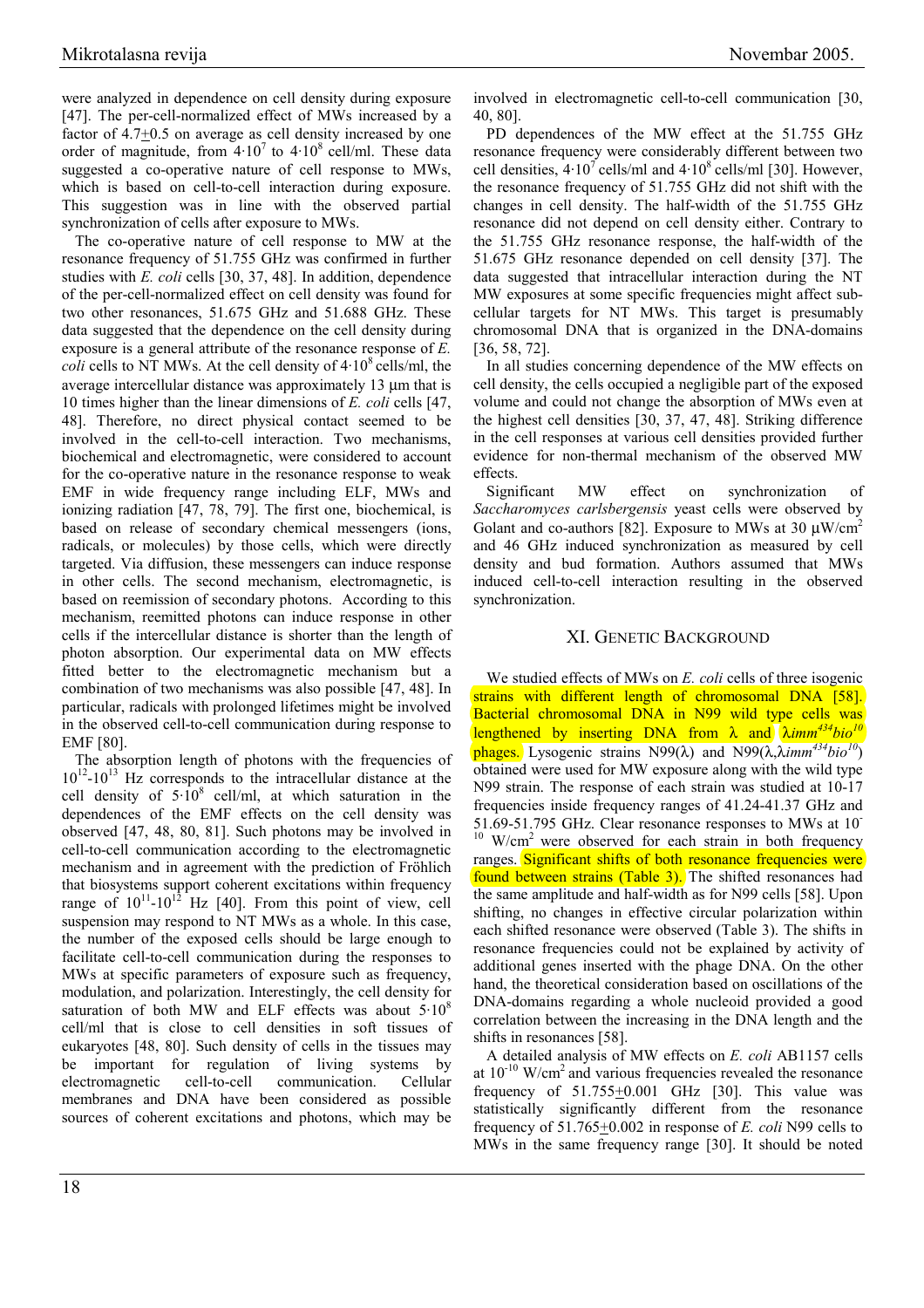were analyzed in dependence on cell density during exposure [47]. The per-cell-normalized effect of MWs increased by a factor of 4.7±0.5 on average as cell density increased by one order of magnitude, from $4 \cdot 10^7$ to $4 \cdot 10^8$ cell/ml. These data suggested a co-operative nature of cell response to MWs, which is based on cell-to-cell interaction during exposure. This suggestion was in line with the observed partial synchronization of cells after exposure to MWs.

The co-operative nature of cell response to MW at the resonance frequency of 51.755 GHz was confirmed in further studies with *E. coli* cells [30, 37, 48]. In addition, dependence of the per-cell-normalized effect on cell density was found for two other resonances, 51.675 GHz and 51.688 GHz. These data suggested that the dependence on the cell density during exposure is a general attribute of the resonance response of *E. coli* cells to NT MWs. At the cell density of $4 \cdot 10^8$ cells/ml, the average intercellular distance was approximately 13 μm that is 10 times higher than the linear dimensions of *E. coli* cells [47, 48]. Therefore, no direct physical contact seemed to be involved in the cell-to-cell interaction. Two mechanisms, biochemical and electromagnetic, were considered to account for the co-operative nature in the resonance response to weak EMF in wide frequency range including ELF, MWs and ionizing radiation [47, 78, 79]. The first one, biochemical, is based on release of secondary chemical messengers (ions, radicals, or molecules) by those cells, which were directly targeted. Via diffusion, these messengers can induce response in other cells. The second mechanism, electromagnetic, is based on reemission of secondary photons. According to this mechanism, reemitted photons can induce response in other cells if the intercellular distance is shorter than the length of photon absorption. Our experimental data on MW effects fitted better to the electromagnetic mechanism but a combination of two mechanisms was also possible [47, 48]. In particular, radicals with prolonged lifetimes might be involved in the observed cell-to-cell communication during response to EMF [80].

The absorption length of photons with the frequencies of $10^{12}$-$10^{13}$ Hz corresponds to the intracellular distance at the cell density of $5 \cdot 10^8$ cell/ml, at which saturation in the dependences of the EMF effects on the cell density was observed [47, 48, 80, 81]. Such photons may be involved in cell-to-cell communication according to the electromagnetic mechanism and in agreement with the prediction of Fröhlich that biosystems support coherent excitations within frequency range of $10^{11}$-$10^{12}$ Hz [40]. From this point of view, cell suspension may respond to NT MWs as a whole. In this case, the number of the exposed cells should be large enough to facilitate cell-to-cell communication during the responses to MWs at specific parameters of exposure such as frequency, modulation, and polarization. Interestingly, the cell density for saturation of both MW and ELF effects was about $5 \cdot 10^8$ cell/ml that is close to cell densities in soft tissues of eukaryotes [48, 80]. Such density of cells in the tissues may be important for regulation of living systems by electromagnetic cell-to-cell communication. Cellular membranes and DNA have been considered as possible sources of coherent excitations and photons, which may be involved in electromagnetic cell-to-cell communication [30, 40, 80].

PD dependences of the MW effect at the 51.755 GHz resonance frequency were considerably different between two cell densities, $4 \cdot 10^7$ cells/ml and $4 \cdot 10^8$ cells/ml [30]. However, the resonance frequency of 51.755 GHz did not shift with the changes in cell density. The half-width of the 51.755 GHz resonance did not depend on cell density either. Contrary to the 51.755 GHz resonance response, the half-width of the 51.675 GHz resonance depended on cell density [37]. The data suggested that intracellular interaction during the NT MW exposures at some specific frequencies might affect sub-cellular targets for NT MWs. This target is presumably chromosomal DNA that is organized in the DNA-domains [36, 58, 72].

In all studies concerning dependence of the MW effects on cell density, the cells occupied a negligible part of the exposed volume and could not change the absorption of MWs even at the highest cell densities [30, 37, 47, 48]. Striking difference in the cell responses at various cell densities provided further evidence for non-thermal mechanism of the observed MW effects.

Significant MW effect on synchronization of *Saccharomyces carlsbergensis* yeast cells were observed by Golant and co-authors [82]. Exposure to MWs at 30 μW/cm$^2$ and 46 GHz induced synchronization as measured by cell density and bud formation. Authors assumed that MWs induced cell-to-cell interaction resulting in the observed synchronization.

## XI. Genetic Background

We studied effects of MWs on *E. coli* cells of three isogenic strains with different length of chromosomal DNA [58]. Bacterial chromosomal DNA in N99 wild type cells was lengthened by inserting DNA from λ and λ*imm*$^{434}$*bio*$^{10}$ phages. Lysogenic strains N99(λ) and N99(λ,λ*imm*$^{434}$*bio*$^{10}$) obtained were used for MW exposure along with the wild type N99 strain. The response of each strain was studied at 10-17 frequencies inside frequency ranges of 41.24-41.37 GHz and 51.69-51.795 GHz. Clear resonance responses to MWs at $10^{-10}$ W/cm$^2$ were observed for each strain in both frequency ranges. Significant shifts of both resonance frequencies were found between strains (Table 3). The shifted resonances had the same amplitude and half-width as for N99 cells [58]. Upon shifting, no changes in effective circular polarization within each shifted resonance were observed (Table 3). The shifts in resonance frequencies could not be explained by activity of additional genes inserted with the phage DNA. On the other hand, the theoretical consideration based on oscillations of the DNA-domains regarding a whole nucleoid provided a good correlation between the increasing in the DNA length and the shifts in resonances [58].

A detailed analysis of MW effects on *E. coli* AB1157 cells at $10^{-10}$ W/cm$^2$ and various frequencies revealed the resonance frequency of 51.755±0.001 GHz [30]. This value was statistically significantly different from the resonance frequency of 51.765±0.002 in response of *E. coli* N99 cells to MWs in the same frequency range [30]. It should be noted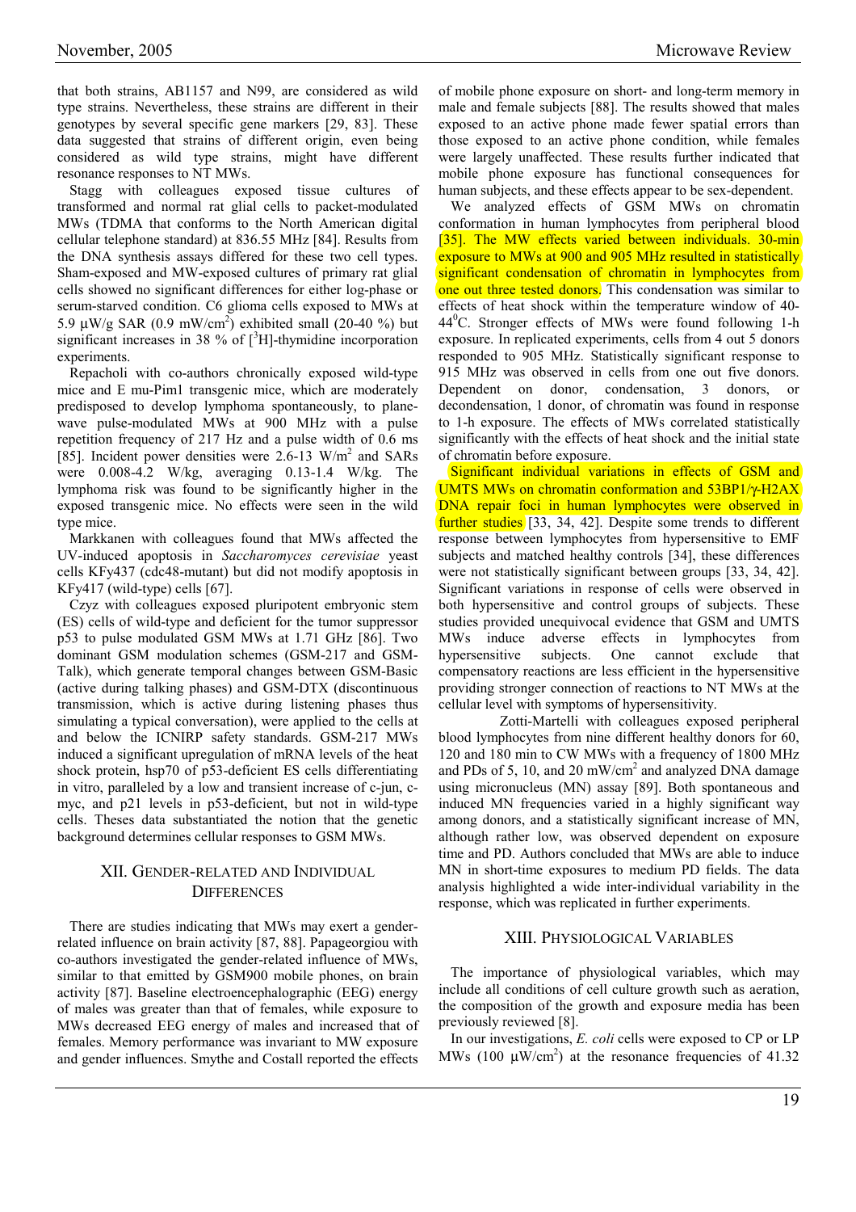that both strains, AB1157 and N99, are considered as wild type strains. Nevertheless, these strains are different in their genotypes by several specific gene markers [29, 83]. These data suggested that strains of different origin, even being considered as wild type strains, might have different resonance responses to NT MWs.

Stagg with colleagues exposed tissue cultures of transformed and normal rat glial cells to packet-modulated MWs (TDMA that conforms to the North American digital cellular telephone standard) at 836.55 MHz [84]. Results from the DNA synthesis assays differed for these two cell types. Sham-exposed and MW-exposed cultures of primary rat glial cells showed no significant differences for either log-phase or serum-starved condition. C6 glioma cells exposed to MWs at 5.9 μW/g SAR (0.9 mW/cm$^2$) exhibited small (20-40 %) but significant increases in 38 % of [$^3$H]-thymidine incorporation experiments.

Repacholi with co-authors chronically exposed wild-type mice and E mu-Pim1 transgenic mice, which are moderately predisposed to develop lymphoma spontaneously, to plane-wave pulse-modulated MWs at 900 MHz with a pulse repetition frequency of 217 Hz and a pulse width of 0.6 ms [85]. Incident power densities were 2.6-13 W/m$^2$ and SARs were 0.008-4.2 W/kg, averaging 0.13-1.4 W/kg. The lymphoma risk was found to be significantly higher in the exposed transgenic mice. No effects were seen in the wild type mice.

Markkanen with colleagues found that MWs affected the UV-induced apoptosis in *Saccharomyces cerevisiae* yeast cells KFy437 (cdc48-mutant) but did not modify apoptosis in KFy417 (wild-type) cells [67].

Czyz with colleagues exposed pluripotent embryonic stem (ES) cells of wild-type and deficient for the tumor suppressor p53 to pulse modulated GSM MWs at 1.71 GHz [86]. Two dominant GSM modulation schemes (GSM-217 and GSM-Talk), which generate temporal changes between GSM-Basic (active during talking phases) and GSM-DTX (discontinuous transmission, which is active during listening phases thus simulating a typical conversation), were applied to the cells at and below the ICNIRP safety standards. GSM-217 MWs induced a significant upregulation of mRNA levels of the heat shock protein, hsp70 of p53-deficient ES cells differentiating in vitro, paralleled by a low and transient increase of c-jun, c-myc, and p21 levels in p53-deficient, but not in wild-type cells. Theses data substantiated the notion that the genetic background determines cellular responses to GSM MWs.

## XII. Gender-Related and Individual Differences

There are studies indicating that MWs may exert a gender-related influence on brain activity [87, 88]. Papageorgiou with co-authors investigated the gender-related influence of MWs, similar to that emitted by GSM900 mobile phones, on brain activity [87]. Baseline electroencephalographic (EEG) energy of males was greater than that of females, while exposure to MWs decreased EEG energy of males and increased that of females. Memory performance was invariant to MW exposure and gender influences. Smythe and Costall reported the effects of mobile phone exposure on short- and long-term memory in male and female subjects [88]. The results showed that males exposed to an active phone made fewer spatial errors than those exposed to an active phone condition, while females were largely unaffected. These results further indicated that mobile phone exposure has functional consequences for human subjects, and these effects appear to be sex-dependent.

We analyzed effects of GSM MWs on chromatin conformation in human lymphocytes from peripheral blood [35]. The MW effects varied between individuals. 30-min exposure to MWs at 900 and 905 MHz resulted in statistically significant condensation of chromatin in lymphocytes from one out three tested donors. This condensation was similar to effects of heat shock within the temperature window of 40-44$^0$C. Stronger effects of MWs were found following 1-h exposure. In replicated experiments, cells from 4 out 5 donors responded to 905 MHz. Statistically significant response to 915 MHz was observed in cells from one out five donors. Dependent on donor, condensation, 3 donors, or decondensation, 1 donor, of chromatin was found in response to 1-h exposure. The effects of MWs correlated statistically significantly with the effects of heat shock and the initial state of chromatin before exposure.

Significant individual variations in effects of GSM and UMTS MWs on chromatin conformation and 53BP1/γ-H2AX DNA repair foci in human lymphocytes were observed in further studies [33, 34, 42]. Despite some trends to different response between lymphocytes from hypersensitive to EMF subjects and matched healthy controls [34], these differences were not statistically significant between groups [33, 34, 42]. Significant variations in response of cells were observed in both hypersensitive and control groups of subjects. These studies provided unequivocal evidence that GSM and UMTS MWs induce adverse effects in lymphocytes from hypersensitive subjects. One cannot exclude that compensatory reactions are less efficient in the hypersensitive providing stronger connection of reactions to NT MWs at the cellular level with symptoms of hypersensitivity.

Zotti-Martelli with colleagues exposed peripheral blood lymphocytes from nine different healthy donors for 60, 120 and 180 min to CW MWs with a frequency of 1800 MHz and PDs of 5, 10, and 20 mW/cm$^2$ and analyzed DNA damage using micronucleus (MN) assay [89]. Both spontaneous and induced MN frequencies varied in a highly significant way among donors, and a statistically significant increase of MN, although rather low, was observed dependent on exposure time and PD. Authors concluded that MWs are able to induce MN in short-time exposures to medium PD fields. The data analysis highlighted a wide inter-individual variability in the response, which was replicated in further experiments.

## XIII. Physiological Variables

The importance of physiological variables, which may include all conditions of cell culture growth such as aeration, the composition of the growth and exposure media has been previously reviewed [8].

In our investigations, *E. coli* cells were exposed to CP or LP MWs (100 μW/cm$^2$) at the resonance frequencies of 41.32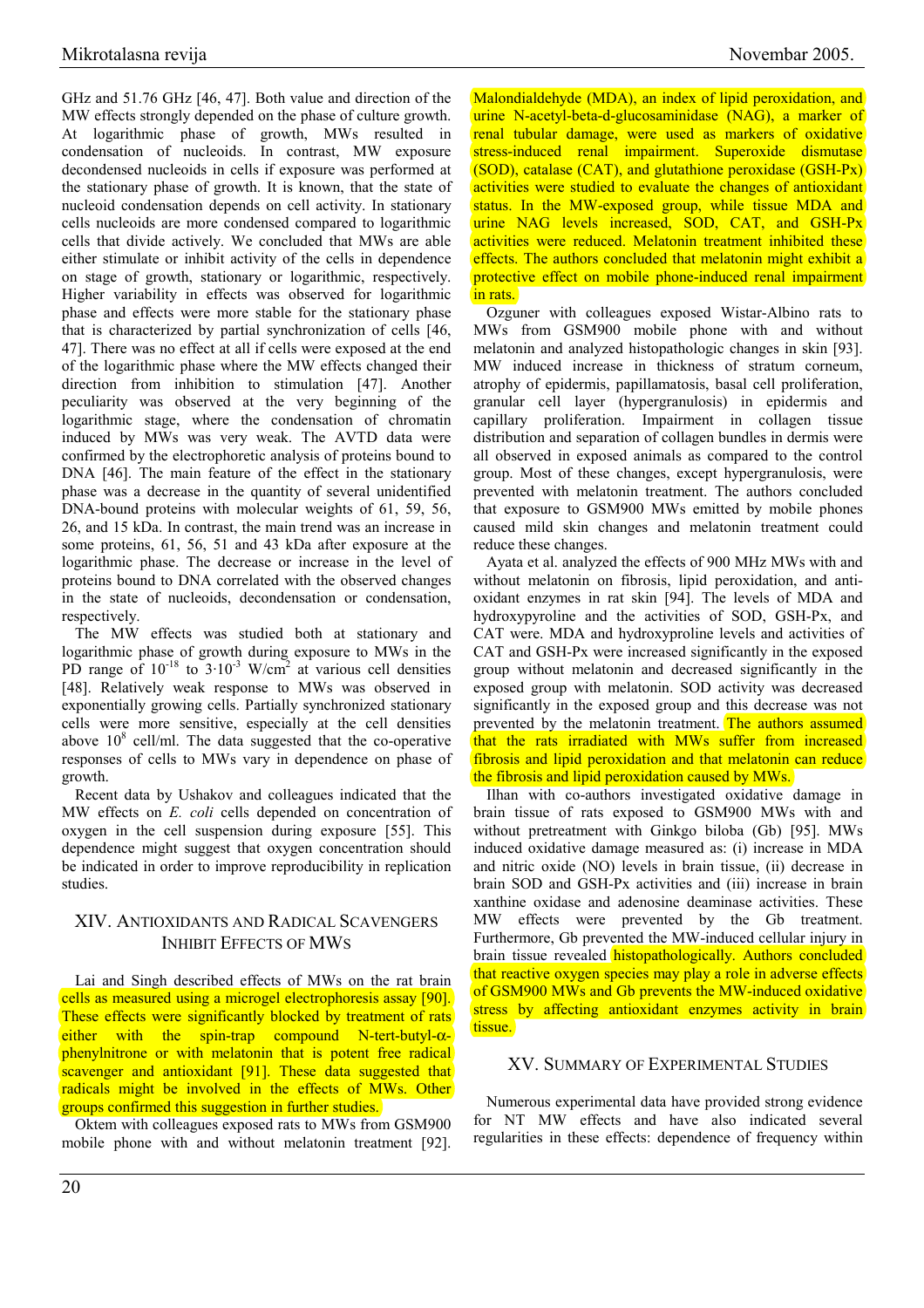GHz and 51.76 GHz [46, 47]. Both value and direction of the MW effects strongly depended on the phase of culture growth. At logarithmic phase of growth, MWs resulted in condensation of nucleoids. In contrast, MW exposure decondensed nucleoids in cells if exposure was performed at the stationary phase of growth. It is known, that the state of nucleoid condensation depends on cell activity. In stationary cells nucleoids are more condensed compared to logarithmic cells that divide actively. We concluded that MWs are able either stimulate or inhibit activity of the cells in dependence on stage of growth, stationary or logarithmic, respectively. Higher variability in effects was observed for logarithmic phase and effects were more stable for the stationary phase that is characterized by partial synchronization of cells [46, 47]. There was no effect at all if cells were exposed at the end of the logarithmic phase where the MW effects changed their direction from inhibition to stimulation [47]. Another peculiarity was observed at the very beginning of the logarithmic stage, where the condensation of chromatin induced by MWs was very weak. The AVTD data were confirmed by the electrophoretic analysis of proteins bound to DNA [46]. The main feature of the effect in the stationary phase was a decrease in the quantity of several unidentified DNA-bound proteins with molecular weights of 61, 59, 56, 26, and 15 kDa. In contrast, the main trend was an increase in some proteins, 61, 56, 51 and 43 kDa after exposure at the logarithmic phase. The decrease or increase in the level of proteins bound to DNA correlated with the observed changes in the state of nucleoids, decondensation or condensation, respectively.

The MW effects was studied both at stationary and logarithmic phase of growth during exposure to MWs in the PD range of $10^{-18}$ to $3 \cdot 10^{-3}$ W/cm$^2$ at various cell densities [48]. Relatively weak response to MWs was observed in exponentially growing cells. Partially synchronized stationary cells were more sensitive, especially at the cell densities above $10^8$ cell/ml. The data suggested that the co-operative responses of cells to MWs vary in dependence on phase of growth.

Recent data by Ushakov and colleagues indicated that the MW effects on *E. coli* cells depended on concentration of oxygen in the cell suspension during exposure [55]. This dependence might suggest that oxygen concentration should be indicated in order to improve reproducibility in replication studies.

## XIV. Antioxidants and Radical Scavengers Inhibit Effects of MWs

Lai and Singh described effects of MWs on the rat brain cells as measured using a microgel electrophoresis assay [90]. These effects were significantly blocked by treatment of rats either with the spin-trap compound N-tert-butyl-α-phenylnitrone or with melatonin that is potent free radical scavenger and antioxidant [91]. These data suggested that radicals might be involved in the effects of MWs. Other groups confirmed this suggestion in further studies.

Oktem with colleagues exposed rats to MWs from GSM900 mobile phone with and without melatonin treatment [92]. Malondialdehyde (MDA), an index of lipid peroxidation, and urine N-acetyl-beta-d-glucosaminidase (NAG), a marker of renal tubular damage, were used as markers of oxidative stress-induced renal impairment. Superoxide dismutase (SOD), catalase (CAT), and glutathione peroxidase (GSH-Px) activities were studied to evaluate the changes of antioxidant status. In the MW-exposed group, while tissue MDA and urine NAG levels increased, SOD, CAT, and GSH-Px activities were reduced. Melatonin treatment inhibited these effects. The authors concluded that melatonin might exhibit a protective effect on mobile phone-induced renal impairment in rats.

Ozguner with colleagues exposed Wistar-Albino rats to MWs from GSM900 mobile phone with and without melatonin and analyzed histopathologic changes in skin [93]. MW induced increase in thickness of stratum corneum, atrophy of epidermis, papillamatosis, basal cell proliferation, granular cell layer (hypergranulosis) in epidermis and capillary proliferation. Impairment in collagen tissue distribution and separation of collagen bundles in dermis were all observed in exposed animals as compared to the control group. Most of these changes, except hypergranulosis, were prevented with melatonin treatment. The authors concluded that exposure to GSM900 MWs emitted by mobile phones caused mild skin changes and melatonin treatment could reduce these changes.

Ayata et al. analyzed the effects of 900 MHz MWs with and without melatonin on fibrosis, lipid peroxidation, and anti-oxidant enzymes in rat skin [94]. The levels of MDA and hydroxypyroline and the activities of SOD, GSH-Px, and CAT were. MDA and hydroxyproline levels and activities of CAT and GSH-Px were increased significantly in the exposed group without melatonin and decreased significantly in the exposed group with melatonin. SOD activity was decreased significantly in the exposed group and this decrease was not prevented by the melatonin treatment. The authors assumed that the rats irradiated with MWs suffer from increased fibrosis and lipid peroxidation and that melatonin can reduce the fibrosis and lipid peroxidation caused by MWs.

Ilhan with co-authors investigated oxidative damage in brain tissue of rats exposed to GSM900 MWs with and without pretreatment with Ginkgo biloba (Gb) [95]. MWs induced oxidative damage measured as: (i) increase in MDA and nitric oxide (NO) levels in brain tissue, (ii) decrease in brain SOD and GSH-Px activities and (iii) increase in brain xanthine oxidase and adenosine deaminase activities. These MW effects were prevented by the Gb treatment. Furthermore, Gb prevented the MW-induced cellular injury in brain tissue revealed histopathologically. Authors concluded that reactive oxygen species may play a role in adverse effects of GSM900 MWs and Gb prevents the MW-induced oxidative stress by affecting antioxidant enzymes activity in brain tissue.

## XV. Summary of Experimental Studies

Numerous experimental data have provided strong evidence for NT MW effects and have also indicated several regularities in these effects: dependence of frequency within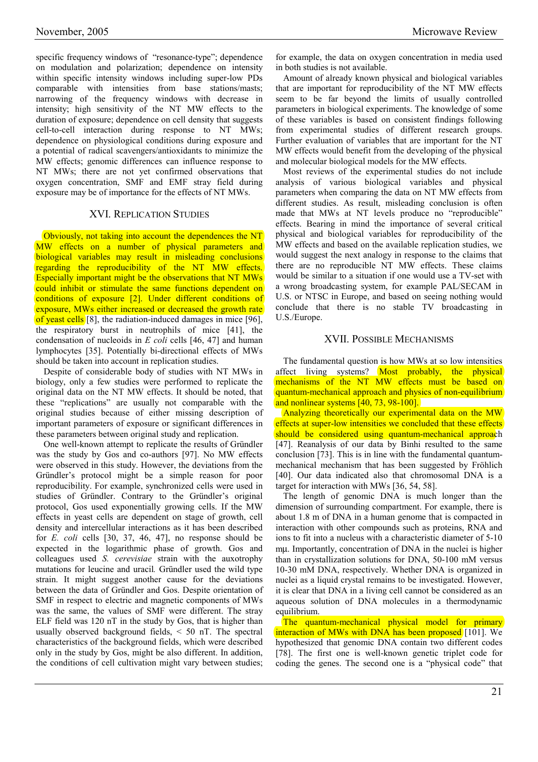specific frequency windows of "resonance-type"; dependence on modulation and polarization; dependence on intensity within specific intensity windows including super-low PDs comparable with intensities from base stations/masts; narrowing of the frequency windows with decrease in intensity; high sensitivity of the NT MW effects to the duration of exposure; dependence on cell density that suggests cell-to-cell interaction during response to NT MWs; dependence on physiological conditions during exposure and a potential of radical scavengers/antioxidants to minimize the MW effects; genomic differences can influence response to NT MWs; there are not yet confirmed observations that oxygen concentration, SMF and EMF stray field during exposure may be of importance for the effects of NT MWs.

## XVI. Replication Studies

Obviously, not taking into account the dependences the NT MW effects on a number of physical parameters and biological variables may result in misleading conclusions regarding the reproducibility of the NT MW effects. Especially important might be the observations that NT MWs could inhibit or stimulate the same functions dependent on conditions of exposure [2]. Under different conditions of exposure, MWs either increased or decreased the growth rate of yeast cells [8], the radiation-induced damages in mice [96], the respiratory burst in neutrophils of mice [41], the condensation of nucleoids in *E coli* cells [46, 47] and human lymphocytes [35]. Potentially bi-directional effects of MWs should be taken into account in replication studies.

Despite of considerable body of studies with NT MWs in biology, only a few studies were performed to replicate the original data on the NT MW effects. It should be noted, that these "replications" are usually not comparable with the original studies because of either missing description of important parameters of exposure or significant differences in these parameters between original study and replication.

One well-known attempt to replicate the results of Gründler was the study by Gos and co-authors [97]. No MW effects were observed in this study. However, the deviations from the Gründler's protocol might be a simple reason for poor reproducibility. For example, synchronized cells were used in studies of Gründler. Contrary to the Gründler's original protocol, Gos used exponentially growing cells. If the MW effects in yeast cells are dependent on stage of growth, cell density and intercellular interactions as it has been described for *E. coli* cells [30, 37, 46, 47], no response should be expected in the logarithmic phase of growth. Gos and colleagues used *S. cerevisiae* strain with the auxotrophy mutations for leucine and uracil. Gründler used the wild type strain. It might suggest another cause for the deviations between the data of Gründler and Gos. Despite orientation of SMF in respect to electric and magnetic components of MWs was the same, the values of SMF were different. The stray ELF field was 120 nT in the study by Gos, that is higher than usually observed background fields, < 50 nT. The spectral characteristics of the background fields, which were described only in the study by Gos, might be also different. In addition, the conditions of cell cultivation might vary between studies; for example, the data on oxygen concentration in media used in both studies is not available.

Amount of already known physical and biological variables that are important for reproducibility of the NT MW effects seem to be far beyond the limits of usually controlled parameters in biological experiments. The knowledge of some of these variables is based on consistent findings following from experimental studies of different research groups. Further evaluation of variables that are important for the NT MW effects would benefit from the developing of the physical and molecular biological models for the MW effects.

Most reviews of the experimental studies do not include analysis of various biological variables and physical parameters when comparing the data on NT MW effects from different studies. As result, misleading conclusion is often made that MWs at NT levels produce no "reproducible" effects. Bearing in mind the importance of several critical physical and biological variables for reproducibility of the MW effects and based on the available replication studies, we would suggest the next analogy in response to the claims that there are no reproducible NT MW effects. These claims would be similar to a situation if one would use a TV-set with a wrong broadcasting system, for example PAL/SECAM in U.S. or NTSC in Europe, and based on seeing nothing would conclude that there is no stable TV broadcasting in U.S./Europe.

## XVII. Possible Mechanisms

The fundamental question is how MWs at so low intensities affect living systems? Most probably, the physical mechanisms of the NT MW effects must be based on quantum-mechanical approach and physics of non-equilibrium and nonlinear systems [40, 73, 98-100].

Analyzing theoretically our experimental data on the MW effects at super-low intensities we concluded that these effects should be considered using quantum-mechanical approach [47]. Reanalysis of our data by Binhi resulted to the same conclusion [73]. This is in line with the fundamental quantum-mechanical mechanism that has been suggested by Fröhlich [40]. Our data indicated also that chromosomal DNA is a target for interaction with MWs [36, 54, 58].

The length of genomic DNA is much longer than the dimension of surrounding compartment. For example, there is about 1.8 m of DNA in a human genome that is compacted in interaction with other compounds such as proteins, RNA and ions to fit into a nucleus with a characteristic diameter of 5-10 mμ. Importantly, concentration of DNA in the nuclei is higher than in crystallization solutions for DNA, 50-100 mM versus 10-30 mM DNA, respectively. Whether DNA is organized in nuclei as a liquid crystal remains to be investigated. However, it is clear that DNA in a living cell cannot be considered as an aqueous solution of DNA molecules in a thermodynamic equilibrium.

The quantum-mechanical physical model for primary interaction of MWs with DNA has been proposed [101]. We hypothesized that genomic DNA contain two different codes [78]. The first one is well-known genetic triplet code for coding the genes. The second one is a "physical code" that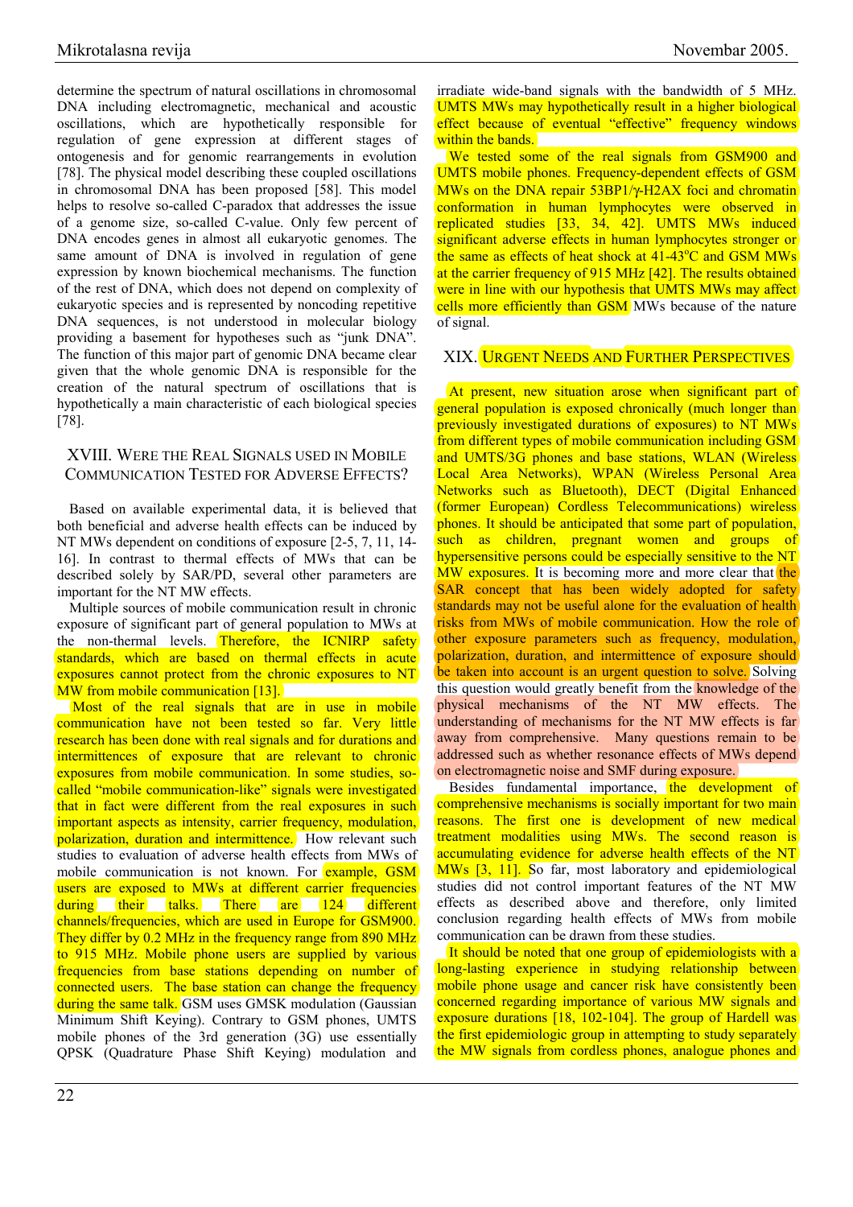determine the spectrum of natural oscillations in chromosomal DNA including electromagnetic, mechanical and acoustic oscillations, which are hypothetically responsible for regulation of gene expression at different stages of ontogenesis and for genomic rearrangements in evolution [78]. The physical model describing these coupled oscillations in chromosomal DNA has been proposed [58]. This model helps to resolve so-called C-paradox that addresses the issue of a genome size, so-called C-value. Only few percent of DNA encodes genes in almost all eukaryotic genomes. The same amount of DNA is involved in regulation of gene expression by known biochemical mechanisms. The function of the rest of DNA, which does not depend on complexity of eukaryotic species and is represented by noncoding repetitive DNA sequences, is not understood in molecular biology providing a basement for hypotheses such as "junk DNA". The function of this major part of genomic DNA became clear given that the whole genomic DNA is responsible for the creation of the natural spectrum of oscillations that is hypothetically a main characteristic of each biological species [78].

## XVIII. Were the Real Signals used in Mobile Communication Tested for Adverse Effects?

Based on available experimental data, it is believed that both beneficial and adverse health effects can be induced by NT MWs dependent on conditions of exposure [2-5, 7, 11, 14-16]. In contrast to thermal effects of MWs that can be described solely by SAR/PD, several other parameters are important for the NT MW effects.

Multiple sources of mobile communication result in chronic exposure of significant part of general population to MWs at the non-thermal levels. Therefore, the ICNIRP safety standards, which are based on thermal effects in acute exposures cannot protect from the chronic exposures to NT MW from mobile communication [13].

Most of the real signals that are in use in mobile communication have not been tested so far. Very little research has been done with real signals and for durations and intermittences of exposure that are relevant to chronic exposures from mobile communication. In some studies, so-called "mobile communication-like" signals were investigated that in fact were different from the real exposures in such important aspects as intensity, carrier frequency, modulation, polarization, duration and intermittence. How relevant such studies to evaluation of adverse health effects from MWs of mobile communication is not known. For example, GSM users are exposed to MWs at different carrier frequencies during their talks. There are 124 different channels/frequencies, which are used in Europe for GSM900. They differ by 0.2 MHz in the frequency range from 890 MHz to 915 MHz. Mobile phone users are supplied by various frequencies from base stations depending on number of connected users. The base station can change the frequency during the same talk. GSM uses GMSK modulation (Gaussian Minimum Shift Keying). Contrary to GSM phones, UMTS mobile phones of the 3rd generation (3G) use essentially QPSK (Quadrature Phase Shift Keying) modulation and irradiate wide-band signals with the bandwidth of 5 MHz. UMTS MWs may hypothetically result in a higher biological effect because of eventual "effective" frequency windows within the bands.

We tested some of the real signals from GSM900 and UMTS mobile phones. Frequency-dependent effects of GSM MWs on the DNA repair 53BP1/γ-H2AX foci and chromatin conformation in human lymphocytes were observed in replicated studies [33, 34, 42]. UMTS MWs induced significant adverse effects in human lymphocytes stronger or the same as effects of heat shock at 41-43°C and GSM MWs at the carrier frequency of 915 MHz [42]. The results obtained were in line with our hypothesis that UMTS MWs may affect cells more efficiently than GSM MWs because of the nature of signal.

## XIX. Urgent Needs and Further Perspectives

At present, new situation arose when significant part of general population is exposed chronically (much longer than previously investigated durations of exposures) to NT MWs from different types of mobile communication including GSM and UMTS/3G phones and base stations, WLAN (Wireless Local Area Networks), WPAN (Wireless Personal Area Networks such as Bluetooth), DECT (Digital Enhanced (former European) Cordless Telecommunications) wireless phones. It should be anticipated that some part of population, such as children, pregnant women and groups of hypersensitive persons could be especially sensitive to the NT MW exposures. It is becoming more and more clear that the SAR concept that has been widely adopted for safety standards may not be useful alone for the evaluation of health risks from MWs of mobile communication. How the role of other exposure parameters such as frequency, modulation, polarization, duration, and intermittence of exposure should be taken into account is an urgent question to solve. Solving this question would greatly benefit from the knowledge of the physical mechanisms of the NT MW effects. The understanding of mechanisms for the NT MW effects is far away from comprehensive. Many questions remain to be addressed such as whether resonance effects of MWs depend on electromagnetic noise and SMF during exposure.

Besides fundamental importance, the development of comprehensive mechanisms is socially important for two main reasons. The first one is development of new medical treatment modalities using MWs. The second reason is accumulating evidence for adverse health effects of the NT MWs [3, 11]. So far, most laboratory and epidemiological studies did not control important features of the NT MW effects as described above and therefore, only limited conclusion regarding health effects of MWs from mobile communication can be drawn from these studies.

It should be noted that one group of epidemiologists with a long-lasting experience in studying relationship between mobile phone usage and cancer risk have consistently been concerned regarding importance of various MW signals and exposure durations [18, 102-104]. The group of Hardell was the first epidemiologic group in attempting to study separately the MW signals from cordless phones, analogue phones and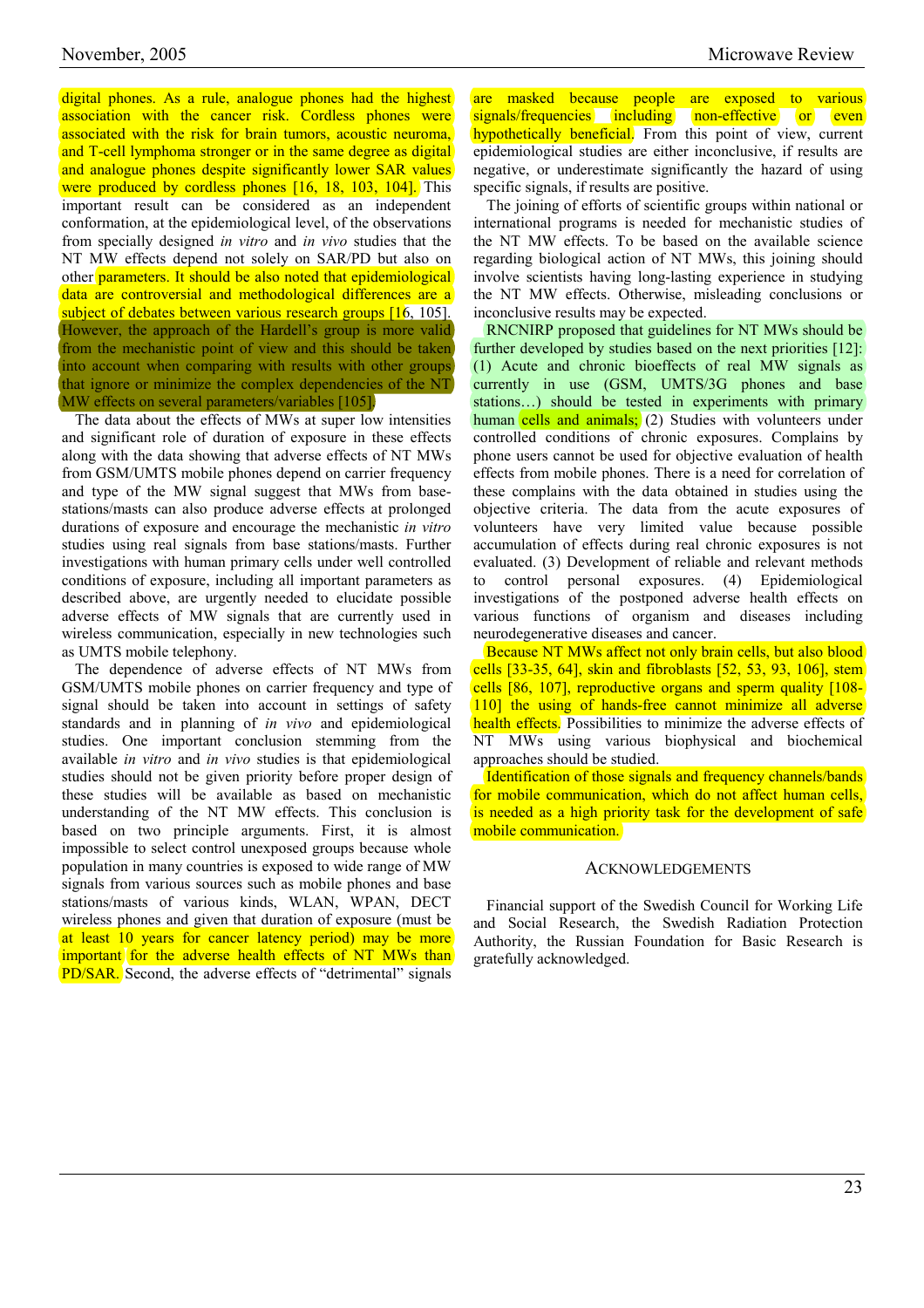digital phones. As a rule, analogue phones had the highest association with the cancer risk. Cordless phones were associated with the risk for brain tumors, acoustic neuroma, and T-cell lymphoma stronger or in the same degree as digital and analogue phones despite significantly lower SAR values were produced by cordless phones [16, 18, 103, 104]. This important result can be considered as an independent conformation, at the epidemiological level, of the observations from specially designed *in vitro* and *in vivo* studies that the NT MW effects depend not solely on SAR/PD but also on other parameters. It should be also noted that epidemiological data are controversial and methodological differences are a subject of debates between various research groups [16, 105]. However, the approach of the Hardell's group is more valid from the mechanistic point of view and this should be taken into account when comparing with results with other groups that ignore or minimize the complex dependencies of the NT MW effects on several parameters/variables [105].

The data about the effects of MWs at super low intensities and significant role of duration of exposure in these effects along with the data showing that adverse effects of NT MWs from GSM/UMTS mobile phones depend on carrier frequency and type of the MW signal suggest that MWs from base-stations/masts can also produce adverse effects at prolonged durations of exposure and encourage the mechanistic *in vitro* studies using real signals from base stations/masts. Further investigations with human primary cells under well controlled conditions of exposure, including all important parameters as described above, are urgently needed to elucidate possible adverse effects of MW signals that are currently used in wireless communication, especially in new technologies such as UMTS mobile telephony.

The dependence of adverse effects of NT MWs from GSM/UMTS mobile phones on carrier frequency and type of signal should be taken into account in settings of safety standards and in planning of *in vivo* and epidemiological studies. One important conclusion stemming from the available *in vitro* and *in vivo* studies is that epidemiological studies should not be given priority before proper design of these studies will be available as based on mechanistic understanding of the NT MW effects. This conclusion is based on two principle arguments. First, it is almost impossible to select control unexposed groups because whole population in many countries is exposed to wide range of MW signals from various sources such as mobile phones and base stations/masts of various kinds, WLAN, WPAN, DECT wireless phones and given that duration of exposure (must be at least 10 years for cancer latency period) may be more important for the adverse health effects of NT MWs than PD/SAR. Second, the adverse effects of "detrimental" signals are masked because people are exposed to various signals/frequencies including non-effective or even hypothetically beneficial. From this point of view, current epidemiological studies are either inconclusive, if results are negative, or underestimate significantly the hazard of using specific signals, if results are positive.

The joining of efforts of scientific groups within national or international programs is needed for mechanistic studies of the NT MW effects. To be based on the available science regarding biological action of NT MWs, this joining should involve scientists having long-lasting experience in studying the NT MW effects. Otherwise, misleading conclusions or inconclusive results may be expected.

RNCNIRP proposed that guidelines for NT MWs should be further developed by studies based on the next priorities [12]: (1) Acute and chronic bioeffects of real MW signals as currently in use (GSM, UMTS/3G phones and base stations…) should be tested in experiments with primary human cells and animals; (2) Studies with volunteers under controlled conditions of chronic exposures. Complains by phone users cannot be used for objective evaluation of health effects from mobile phones. There is a need for correlation of these complains with the data obtained in studies using the objective criteria. The data from the acute exposures of volunteers have very limited value because possible accumulation of effects during real chronic exposures is not evaluated. (3) Development of reliable and relevant methods to control personal exposures. (4) Epidemiological investigations of the postponed adverse health effects on various functions of organism and diseases including neurodegenerative diseases and cancer.

Because NT MWs affect not only brain cells, but also blood cells [33-35, 64], skin and fibroblasts [52, 53, 93, 106], stem cells [86, 107], reproductive organs and sperm quality [108-110] the using of hands-free cannot minimize all adverse health effects. Possibilities to minimize the adverse effects of NT MWs using various biophysical and biochemical approaches should be studied.

Identification of those signals and frequency channels/bands for mobile communication, which do not affect human cells, is needed as a high priority task for the development of safe mobile communication.

## ACKNOWLEDGEMENTS

Financial support of the Swedish Council for Working Life and Social Research, the Swedish Radiation Protection Authority, the Russian Foundation for Basic Research is gratefully acknowledged.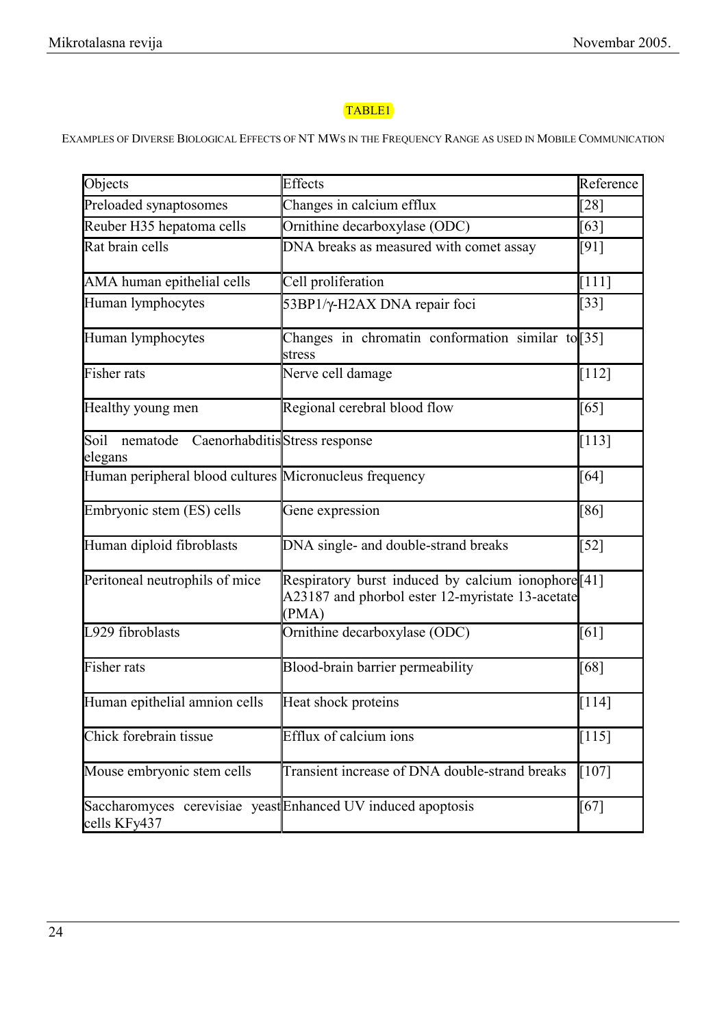TABLE1

EXAMPLES OF DIVERSE BIOLOGICAL EFFECTS OF NT MWS IN THE FREQUENCY RANGE AS USED IN MOBILE COMMUNICATION

| Objects | Effects | Reference |
|---|---|---|
| Preloaded synaptosomes | Changes in calcium efflux | [28] |
| Reuber H35 hepatoma cells | Ornithine decarboxylase (ODC) | [63] |
| Rat brain cells | DNA breaks as measured with comet assay | [91] |
| AMA human epithelial cells | Cell proliferation | [111] |
| Human lymphocytes | 53BP1/γ-H2AX DNA repair foci | [33] |
| Human lymphocytes | Changes in chromatin conformation similar to stress | [35] |
| Fisher rats | Nerve cell damage | [112] |
| Healthy young men | Regional cerebral blood flow | [65] |
| Soil nematode Caenorhabditis elegans | Stress response | [113] |
| Human peripheral blood cultures | Micronucleus frequency | [64] |
| Embryonic stem (ES) cells | Gene expression | [86] |
| Human diploid fibroblasts | DNA single- and double-strand breaks | [52] |
| Peritoneal neutrophils of mice | Respiratory burst induced by calcium ionophore A23187 and phorbol ester 12-myristate 13-acetate (PMA) | [41] |
| L929 fibroblasts | Ornithine decarboxylase (ODC) | [61] |
| Fisher rats | Blood-brain barrier permeability | [68] |
| Human epithelial amnion cells | Heat shock proteins | [114] |
| Chick forebrain tissue | Efflux of calcium ions | [115] |
| Mouse embryonic stem cells | Transient increase of DNA double-strand breaks | [107] |
| Saccharomyces cerevisiae yeast cells KFy437 | Enhanced UV induced apoptosis | [67] |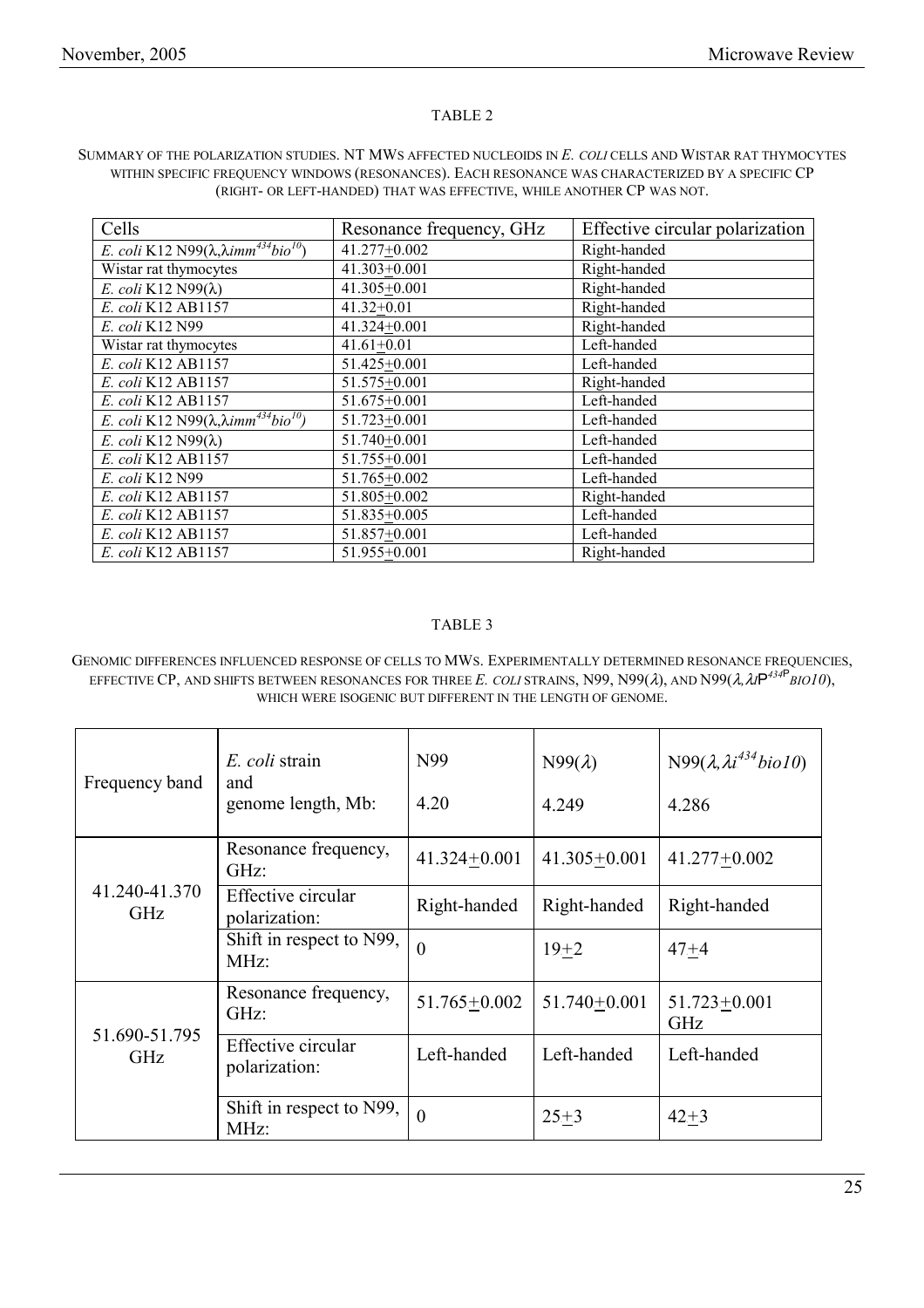TABLE 2

SUMMARY OF THE POLARIZATION STUDIES. NT MWS AFFECTED NUCLEOIDS IN *E. COLI* CELLS AND WISTAR RAT THYMOCYTES WITHIN SPECIFIC FREQUENCY WINDOWS (RESONANCES). EACH RESONANCE WAS CHARACTERIZED BY A SPECIFIC CP (RIGHT- OR LEFT-HANDED) THAT WAS EFFECTIVE, WHILE ANOTHER CP WAS NOT.

| Cells | Resonance frequency, GHz | Effective circular polarization |
|---|---|---|
| *E. coli* K12 N99($\lambda$,$\lambda imm^{434}bio^{10}$) | 41.277±0.002 | Right-handed |
| Wistar rat thymocytes | 41.303±0.001 | Right-handed |
| *E. coli* K12 N99($\lambda$) | 41.305±0.001 | Right-handed |
| *E. coli* K12 AB1157 | 41.32±0.01 | Right-handed |
| *E. coli* K12 N99 | 41.324±0.001 | Right-handed |
| Wistar rat thymocytes | 41.61±0.01 | Left-handed |
| *E. coli* K12 AB1157 | 51.425±0.001 | Left-handed |
| *E. coli* K12 AB1157 | 51.575±0.001 | Right-handed |
| *E. coli* K12 AB1157 | 51.675±0.001 | Left-handed |
| *E. coli* K12 N99($\lambda$,$\lambda imm^{434}bio^{10}$) | 51.723±0.001 | Left-handed |
| *E. coli* K12 N99($\lambda$) | 51.740±0.001 | Left-handed |
| *E. coli* K12 AB1157 | 51.755±0.001 | Left-handed |
| *E. coli* K12 N99 | 51.765±0.002 | Left-handed |
| *E. coli* K12 AB1157 | 51.805±0.002 | Right-handed |
| *E. coli* K12 AB1157 | 51.835±0.005 | Left-handed |
| *E. coli* K12 AB1157 | 51.857±0.001 | Left-handed |
| *E. coli* K12 AB1157 | 51.955±0.001 | Right-handed |

TABLE 3

GENOMIC DIFFERENCES INFLUENCED RESPONSE OF CELLS TO MWS. EXPERIMENTALLY DETERMINED RESONANCE FREQUENCIES, EFFECTIVE CP, AND SHIFTS BETWEEN RESONANCES FOR THREE *E. COLI* STRAINS, N99, N99($\lambda$), AND N99($\lambda$, $\lambda$P$^{434P}$*BIO10*), WHICH WERE ISOGENIC BUT DIFFERENT IN THE LENGTH OF GENOME.

| Frequency band | *E. coli* strain and genome length, Mb: | N99<br>4.20 | N99($\lambda$)<br>4.249 | N99($\lambda$, $\lambda i^{434}bio10$)<br>4.286 |
|---|---|---|---|---|
| 41.240-41.370 GHz | Resonance frequency, GHz: | 41.324±0.001 | 41.305±0.001 | 41.277±0.002 |
| | Effective circular polarization: | Right-handed | Right-handed | Right-handed |
| | Shift in respect to N99, MHz: | 0 | 19±2 | 47±4 |
| 51.690-51.795 GHz | Resonance frequency, GHz: | 51.765±0.002 | 51.740±0.001 | 51.723±0.001 GHz |
| | Effective circular polarization: | Left-handed | Left-handed | Left-handed |
| | Shift in respect to N99, MHz: | 0 | 25±3 | 42±3 |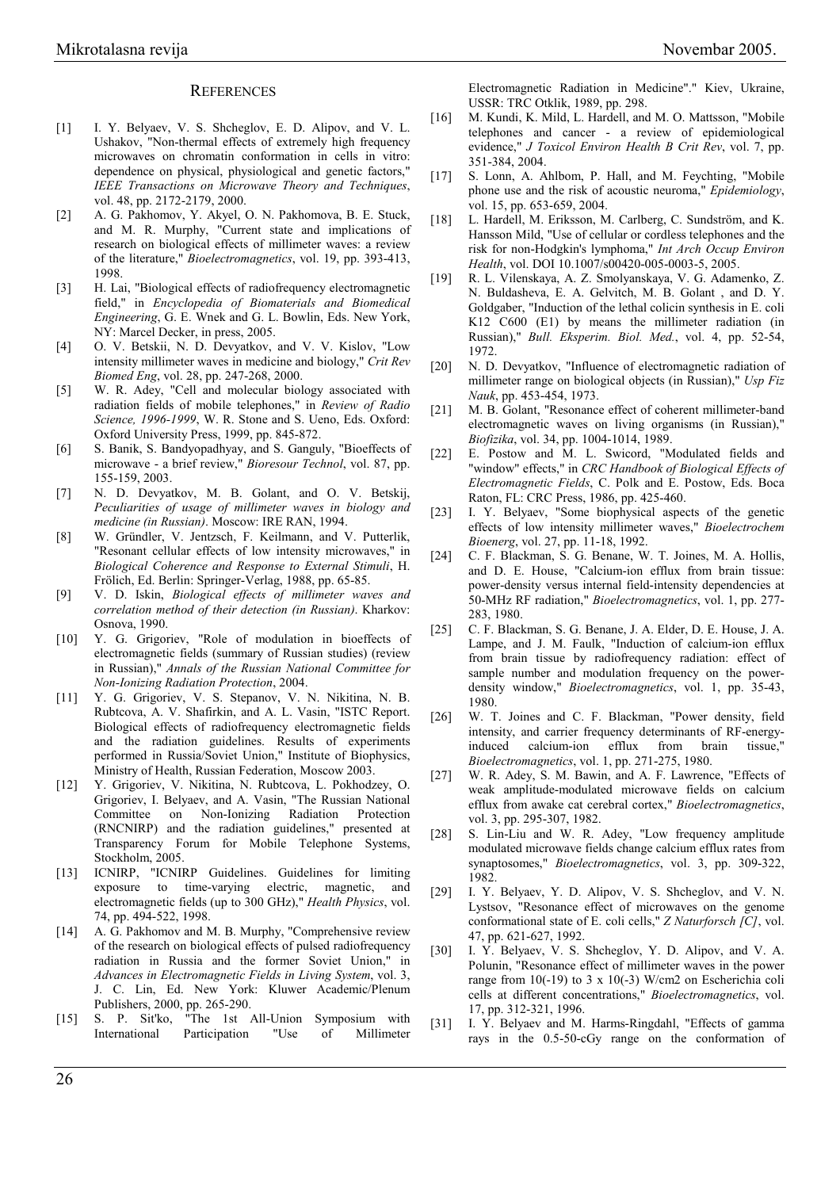## REFERENCES

[1] I. Y. Belyaev, V. S. Shcheglov, E. D. Alipov, and V. L. Ushakov, "Non-thermal effects of extremely high frequency microwaves on chromatin conformation in cells in vitro: dependence on physical, physiological and genetic factors," *IEEE Transactions on Microwave Theory and Techniques*, vol. 48, pp. 2172-2179, 2000.

[2] A. G. Pakhomov, Y. Akyel, O. N. Pakhomova, B. E. Stuck, and M. R. Murphy, "Current state and implications of research on biological effects of millimeter waves: a review of the literature," *Bioelectromagnetics*, vol. 19, pp. 393-413, 1998.

[3] H. Lai, "Biological effects of radiofrequency electromagnetic field," in *Encyclopedia of Biomaterials and Biomedical Engineering*, G. E. Wnek and G. L. Bowlin, Eds. New York, NY: Marcel Decker, in press, 2005.

[4] O. V. Betskii, N. D. Devyatkov, and V. V. Kislov, "Low intensity millimeter waves in medicine and biology," *Crit Rev Biomed Eng*, vol. 28, pp. 247-268, 2000.

[5] W. R. Adey, "Cell and molecular biology associated with radiation fields of mobile telephones," in *Review of Radio Science, 1996-1999*, W. R. Stone and S. Ueno, Eds. Oxford: Oxford University Press, 1999, pp. 845-872.

[6] S. Banik, S. Bandyopadhyay, and S. Ganguly, "Bioeffects of microwave - a brief review," *Bioresour Technol*, vol. 87, pp. 155-159, 2003.

[7] N. D. Devyatkov, M. B. Golant, and O. V. Betskij, *Peculiarities of usage of millimeter waves in biology and medicine (in Russian)*. Moscow: IRE RAN, 1994.

[8] W. Gründler, V. Jentzsch, F. Keilmann, and V. Putterlik, "Resonant cellular effects of low intensity microwaves," in *Biological Coherence and Response to External Stimuli*, H. Frölich, Ed. Berlin: Springer-Verlag, 1988, pp. 65-85.

[9] V. D. Iskin, *Biological effects of millimeter waves and correlation method of their detection (in Russian)*. Kharkov: Osnova, 1990.

[10] Y. G. Grigoriev, "Role of modulation in bioeffects of electromagnetic fields (summary of Russian studies) (review in Russian)," *Annals of the Russian National Committee for Non-Ionizing Radiation Protection*, 2004.

[11] Y. G. Grigoriev, V. S. Stepanov, V. N. Nikitina, N. B. Rubtcova, A. V. Shafirkin, and A. L. Vasin, "ISTC Report. Biological effects of radiofrequency electromagnetic fields and the radiation guidelines. Results of experiments performed in Russia/Soviet Union," Institute of Biophysics, Ministry of Health, Russian Federation, Moscow 2003.

[12] Y. Grigoriev, V. Nikitina, N. Rubtcova, L. Pokhodzey, O. Grigoriev, I. Belyaev, and A. Vasin, "The Russian National Committee on Non-Ionizing Radiation Protection (RNCNIRP) and the radiation guidelines," presented at Transparency Forum for Mobile Telephone Systems, Stockholm, 2005.

[13] ICNIRP, "ICNIRP Guidelines. Guidelines for limiting exposure to time-varying electric, magnetic, and electromagnetic fields (up to 300 GHz)," *Health Physics*, vol. 74, pp. 494-522, 1998.

[14] A. G. Pakhomov and M. B. Murphy, "Comprehensive review of the research on biological effects of pulsed radiofrequency radiation in Russia and the former Soviet Union," in *Advances in Electromagnetic Fields in Living System*, vol. 3, J. C. Lin, Ed. New York: Kluwer Academic/Plenum Publishers, 2000, pp. 265-290.

[15] S. P. Sit'ko, "The 1st All-Union Symposium with International Participation "Use of Millimeter Electromagnetic Radiation in Medicine"." Kiev, Ukraine, USSR: TRC Otklik, 1989, pp. 298.

[16] M. Kundi, K. Mild, L. Hardell, and M. O. Mattsson, "Mobile telephones and cancer - a review of epidemiological evidence," *J Toxicol Environ Health B Crit Rev*, vol. 7, pp. 351-384, 2004.

[17] S. Lonn, A. Ahlbom, P. Hall, and M. Feychting, "Mobile phone use and the risk of acoustic neuroma," *Epidemiology*, vol. 15, pp. 653-659, 2004.

[18] L. Hardell, M. Eriksson, M. Carlberg, C. Sundström, and K. Hansson Mild, "Use of cellular or cordless telephones and the risk for non-Hodgkin's lymphoma," *Int Arch Occup Environ Health*, vol. DOI 10.1007/s00420-005-0003-5, 2005.

[19] R. L. Vilenskaya, A. Z. Smolyanskaya, V. G. Adamenko, Z. N. Buldasheva, E. A. Gelvitch, M. B. Golant , and D. Y. Goldgaber, "Induction of the lethal colicin synthesis in E. coli K12 C600 (E1) by means the millimeter radiation (in Russian)," *Bull. Eksperim. Biol. Med.*, vol. 4, pp. 52-54, 1972.

[20] N. D. Devyatkov, "Influence of electromagnetic radiation of millimeter range on biological objects (in Russian)," *Usp Fiz Nauk*, pp. 453-454, 1973.

[21] M. B. Golant, "Resonance effect of coherent millimeter-band electromagnetic waves on living organisms (in Russian)," *Biofizika*, vol. 34, pp. 1004-1014, 1989.

[22] E. Postow and M. L. Swicord, "Modulated fields and "window" effects," in *CRC Handbook of Biological Effects of Electromagnetic Fields*, C. Polk and E. Postow, Eds. Boca Raton, FL: CRC Press, 1986, pp. 425-460.

[23] I. Y. Belyaev, "Some biophysical aspects of the genetic effects of low intensity millimeter waves," *Bioelectrochem Bioenerg*, vol. 27, pp. 11-18, 1992.

[24] C. F. Blackman, S. G. Benane, W. T. Joines, M. A. Hollis, and D. E. House, "Calcium-ion efflux from brain tissue: power-density versus internal field-intensity dependencies at 50-MHz RF radiation," *Bioelectromagnetics*, vol. 1, pp. 277-283, 1980.

[25] C. F. Blackman, S. G. Benane, J. A. Elder, D. E. House, J. A. Lampe, and J. M. Faulk, "Induction of calcium-ion efflux from brain tissue by radiofrequency radiation: effect of sample number and modulation frequency on the power-density window," *Bioelectromagnetics*, vol. 1, pp. 35-43, 1980.

[26] W. T. Joines and C. F. Blackman, "Power density, field intensity, and carrier frequency determinants of RF-energy-induced calcium-ion efflux from brain tissue," *Bioelectromagnetics*, vol. 1, pp. 271-275, 1980.

[27] W. R. Adey, S. M. Bawin, and A. F. Lawrence, "Effects of weak amplitude-modulated microwave fields on calcium efflux from awake cat cerebral cortex," *Bioelectromagnetics*, vol. 3, pp. 295-307, 1982.

[28] S. Lin-Liu and W. R. Adey, "Low frequency amplitude modulated microwave fields change calcium efflux rates from synaptosomes," *Bioelectromagnetics*, vol. 3, pp. 309-322, 1982.

[29] I. Y. Belyaev, Y. D. Alipov, V. S. Shcheglov, and V. N. Lystsov, "Resonance effect of microwaves on the genome conformational state of E. coli cells," *Z Naturforsch [C]*, vol. 47, pp. 621-627, 1992.

[30] I. Y. Belyaev, V. S. Shcheglov, Y. D. Alipov, and V. A. Polunin, "Resonance effect of millimeter waves in the power range from 10(-19) to 3 x 10(-3) W/cm2 on Escherichia coli cells at different concentrations," *Bioelectromagnetics*, vol. 17, pp. 312-321, 1996.

[31] I. Y. Belyaev and M. Harms-Ringdahl, "Effects of gamma rays in the 0.5-50-cGy range on the conformation of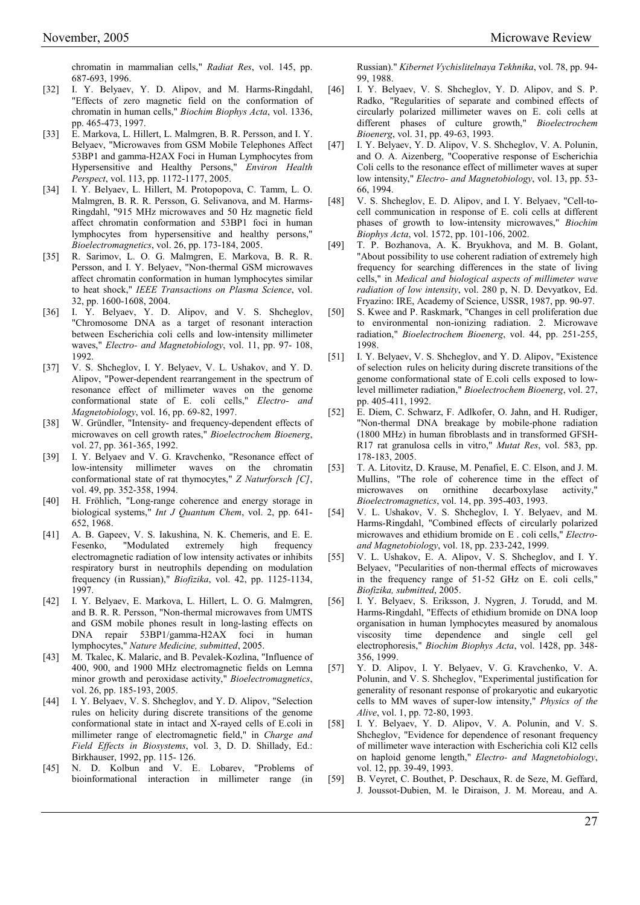chromatin in mammalian cells," *Radiat Res*, vol. 145, pp. 687-693, 1996.

[32] I. Y. Belyaev, Y. D. Alipov, and M. Harms-Ringdahl, "Effects of zero magnetic field on the conformation of chromatin in human cells," *Biochim Biophys Acta*, vol. 1336, pp. 465-473, 1997.

[33] E. Markova, L. Hillert, L. Malmgren, B. R. Persson, and I. Y. Belyaev, "Microwaves from GSM Mobile Telephones Affect 53BP1 and gamma-H2AX Foci in Human Lymphocytes from Hypersensitive and Healthy Persons," *Environ Health Perspect*, vol. 113, pp. 1172-1177, 2005.

[34] I. Y. Belyaev, L. Hillert, M. Protopopova, C. Tamm, L. O. Malmgren, B. R. R. Persson, G. Selivanova, and M. Harms-Ringdahl, "915 MHz microwaves and 50 Hz magnetic field affect chromatin conformation and 53BP1 foci in human lymphocytes from hypersensitive and healthy persons," *Bioelectromagnetics*, vol. 26, pp. 173-184, 2005.

[35] R. Sarimov, L. O. G. Malmgren, E. Markova, B. R. R. Persson, and I. Y. Belyaev, "Non-thermal GSM microwaves affect chromatin conformation in human lymphocytes similar to heat shock," *IEEE Transactions on Plasma Science*, vol. 32, pp. 1600-1608, 2004.

[36] I. Y. Belyaev, Y. D. Alipov, and V. S. Shcheglov, "Chromosome DNA as a target of resonant interaction between Escherichia coli cells and low-intensity millimeter waves," *Electro- and Magnetobiology*, vol. 11, pp. 97- 108, 1992.

[37] V. S. Shcheglov, I. Y. Belyaev, V. L. Ushakov, and Y. D. Alipov, "Power-dependent rearrangement in the spectrum of resonance effect of millimeter waves on the genome conformational state of E. coli cells," *Electro- and Magnetobiology*, vol. 16, pp. 69-82, 1997.

[38] W. Gründler, "Intensity- and frequency-dependent effects of microwaves on cell growth rates," *Bioelectrochem Bioenerg*, vol. 27, pp. 361-365, 1992.

[39] I. Y. Belyaev and V. G. Kravchenko, "Resonance effect of low-intensity millimeter waves on the chromatin conformational state of rat thymocytes," *Z Naturforsch [C]*, vol. 49, pp. 352-358, 1994.

[40] H. Fröhlich, "Long-range coherence and energy storage in biological systems," *Int J Quantum Chem*, vol. 2, pp. 641-652, 1968.

[41] A. B. Gapeev, V. S. Iakushina, N. K. Chemeris, and E. E. Fesenko, "Modulated extremely high frequency electromagnetic radiation of low intensity activates or inhibits respiratory burst in neutrophils depending on modulation frequency (in Russian)," *Biofizika*, vol. 42, pp. 1125-1134, 1997.

[42] I. Y. Belyaev, E. Markova, L. Hillert, L. O. G. Malmgren, and B. R. R. Persson, "Non-thermal microwaves from UMTS and GSM mobile phones result in long-lasting effects on DNA repair 53BP1/gamma-H2AX foci in human lymphocytes," *Nature Medicine, submitted*, 2005.

[43] M. Tkalec, K. Malaric, and B. Pevalek-Kozlina, "Influence of 400, 900, and 1900 MHz electromagnetic fields on Lemna minor growth and peroxidase activity," *Bioelectromagnetics*, vol. 26, pp. 185-193, 2005.

[44] I. Y. Belyaev, V. S. Shcheglov, and Y. D. Alipov, "Selection rules on helicity during discrete transitions of the genome conformational state in intact and X-rayed cells of E.coli in millimeter range of electromagnetic field," in *Charge and Field Effects in Biosystems*, vol. 3, D. D. Shillady, Ed.: Birkhauser, 1992, pp. 115- 126.

[45] N. D. Kolbun and V. E. Lobarev, "Problems of bioinformational interaction in millimeter range (in Russian)," *Kibernet Vychislitelnaya Tekhnika*, vol. 78, pp. 94-99, 1988.

[46] I. Y. Belyaev, V. S. Shcheglov, Y. D. Alipov, and S. P. Radko, "Regularities of separate and combined effects of circularly polarized millimeter waves on E. coli cells at different phases of culture growth," *Bioelectrochem Bioenerg*, vol. 31, pp. 49-63, 1993.

[47] I. Y. Belyaev, Y. D. Alipov, V. S. Shcheglov, V. A. Polunin, and O. A. Aizenberg, "Cooperative response of Escherichia Coli cells to the resonance effect of millimeter waves at super low intensity," *Electro- and Magnetobiology*, vol. 13, pp. 53-66, 1994.

[48] V. S. Shcheglov, E. D. Alipov, and I. Y. Belyaev, "Cell-to-cell communication in response of E. coli cells at different phases of growth to low-intensity microwaves," *Biochim Biophys Acta*, vol. 1572, pp. 101-106, 2002.

[49] T. P. Bozhanova, A. K. Bryukhova, and M. B. Golant, "About possibility to use coherent radiation of extremely high frequency for searching differences in the state of living cells," in *Medical and biological aspects of millimeter wave radiation of low intensity*, vol. 280 p, N. D. Devyatkov, Ed. Fryazino: IRE, Academy of Science, USSR, 1987, pp. 90-97.

[50] S. Kwee and P. Raskmark, "Changes in cell proliferation due to environmental non-ionizing radiation. 2. Microwave radiation," *Bioelectrochem Bioenerg*, vol. 44, pp. 251-255, 1998.

[51] I. Y. Belyaev, V. S. Shcheglov, and Y. D. Alipov, "Existence of selection rules on helicity during discrete transitions of the genome conformational state of E.coli cells exposed to low-level millimeter radiation," *Bioelectrochem Bioenerg*, vol. 27, pp. 405-411, 1992.

[52] E. Diem, C. Schwarz, F. Adlkofer, O. Jahn, and H. Rudiger, "Non-thermal DNA breakage by mobile-phone radiation (1800 MHz) in human fibroblasts and in transformed GFSH-R17 rat granulosa cells in vitro," *Mutat Res*, vol. 583, pp. 178-183, 2005.

[53] T. A. Litovitz, D. Krause, M. Penafiel, E. C. Elson, and J. M. Mullins, "The role of coherence time in the effect of microwaves on ornithine decarboxylase activity," *Bioelectromagnetics*, vol. 14, pp. 395-403, 1993.

[54] V. L. Ushakov, V. S. Shcheglov, I. Y. Belyaev, and M. Harms-Ringdahl, "Combined effects of circularly polarized microwaves and ethidium bromide on E . coli cells," *Electro- and Magnetobiology*, vol. 18, pp. 233-242, 1999.

[55] V. L. Ushakov, E. A. Alipov, V. S. Shcheglov, and I. Y. Belyaev, "Pecularities of non-thermal effects of microwaves in the frequency range of 51-52 GHz on E. coli cells," *Biofizika, submitted*, 2005.

[56] I. Y. Belyaev, S. Eriksson, J. Nygren, J. Torudd, and M. Harms-Ringdahl, "Effects of ethidium bromide on DNA loop organisation in human lymphocytes measured by anomalous viscosity time dependence and single cell gel electrophoresis," *Biochim Biophys Acta*, vol. 1428, pp. 348-356, 1999.

[57] Y. D. Alipov, I. Y. Belyaev, V. G. Kravchenko, V. A. Polunin, and V. S. Shcheglov, "Experimental justification for generality of resonant response of prokaryotic and eukaryotic cells to MM waves of super-low intensity," *Physics of the Alive*, vol. 1, pp. 72-80, 1993.

[58] I. Y. Belyaev, Y. D. Alipov, V. A. Polunin, and V. S. Shcheglov, "Evidence for dependence of resonant frequency of millimeter wave interaction with Escherichia coli Kl2 cells on haploid genome length," *Electro- and Magnetobiology*, vol. 12, pp. 39-49, 1993.

[59] B. Veyret, C. Bouthet, P. Deschaux, R. de Seze, M. Geffard, J. Joussot-Dubien, M. le Diraison, J. M. Moreau, and A.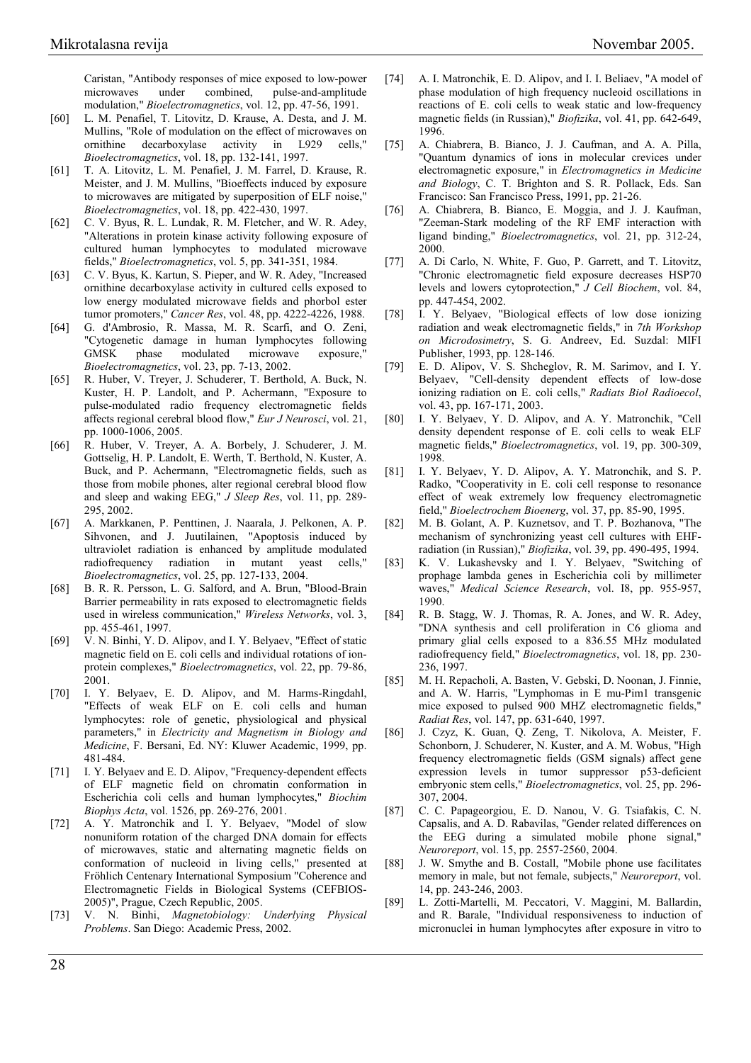Caristan, "Antibody responses of mice exposed to low-power microwaves under combined, pulse-and-amplitude modulation," *Bioelectromagnetics*, vol. 12, pp. 47-56, 1991.

[60] L. M. Penafiel, T. Litovitz, D. Krause, A. Desta, and J. M. Mullins, "Role of modulation on the effect of microwaves on ornithine decarboxylase activity in L929 cells," *Bioelectromagnetics*, vol. 18, pp. 132-141, 1997.

[61] T. A. Litovitz, L. M. Penafiel, J. M. Farrel, D. Krause, R. Meister, and J. M. Mullins, "Bioeffects induced by exposure to microwaves are mitigated by superposition of ELF noise," *Bioelectromagnetics*, vol. 18, pp. 422-430, 1997.

[62] C. V. Byus, R. L. Lundak, R. M. Fletcher, and W. R. Adey, "Alterations in protein kinase activity following exposure of cultured human lymphocytes to modulated microwave fields," *Bioelectromagnetics*, vol. 5, pp. 341-351, 1984.

[63] C. V. Byus, K. Kartun, S. Pieper, and W. R. Adey, "Increased ornithine decarboxylase activity in cultured cells exposed to low energy modulated microwave fields and phorbol ester tumor promoters," *Cancer Res*, vol. 48, pp. 4222-4226, 1988.

[64] G. d'Ambrosio, R. Massa, M. R. Scarfi, and O. Zeni, "Cytogenetic damage in human lymphocytes following GMSK phase modulated microwave exposure," *Bioelectromagnetics*, vol. 23, pp. 7-13, 2002.

[65] R. Huber, V. Treyer, J. Schuderer, T. Berthold, A. Buck, N. Kuster, H. P. Landolt, and P. Achermann, "Exposure to pulse-modulated radio frequency electromagnetic fields affects regional cerebral blood flow," *Eur J Neurosci*, vol. 21, pp. 1000-1006, 2005.

[66] R. Huber, V. Treyer, A. A. Borbely, J. Schuderer, J. M. Gottselig, H. P. Landolt, E. Werth, T. Berthold, N. Kuster, A. Buck, and P. Achermann, "Electromagnetic fields, such as those from mobile phones, alter regional cerebral blood flow and sleep and waking EEG," *J Sleep Res*, vol. 11, pp. 289-295, 2002.

[67] A. Markkanen, P. Penttinen, J. Naarala, J. Pelkonen, A. P. Sihvonen, and J. Juutilainen, "Apoptosis induced by ultraviolet radiation is enhanced by amplitude modulated radiofrequency radiation in mutant yeast cells," *Bioelectromagnetics*, vol. 25, pp. 127-133, 2004.

[68] B. R. R. Persson, L. G. Salford, and A. Brun, "Blood-Brain Barrier permeability in rats exposed to electromagnetic fields used in wireless communication," *Wireless Networks*, vol. 3, pp. 455-461, 1997.

[69] V. N. Binhi, Y. D. Alipov, and I. Y. Belyaev, "Effect of static magnetic field on E. coli cells and individual rotations of ion-protein complexes," *Bioelectromagnetics*, vol. 22, pp. 79-86, 2001.

[70] I. Y. Belyaev, E. D. Alipov, and M. Harms-Ringdahl, "Effects of weak ELF on E. coli cells and human lymphocytes: role of genetic, physiological and physical parameters," in *Electricity and Magnetism in Biology and Medicine*, F. Bersani, Ed. NY: Kluwer Academic, 1999, pp. 481-484.

[71] I. Y. Belyaev and E. D. Alipov, "Frequency-dependent effects of ELF magnetic field on chromatin conformation in Escherichia coli cells and human lymphocytes," *Biochim Biophys Acta*, vol. 1526, pp. 269-276, 2001.

[72] A. Y. Matronchik and I. Y. Belyaev, "Model of slow nonuniform rotation of the charged DNA domain for effects of microwaves, static and alternating magnetic fields on conformation of nucleoid in living cells," presented at Fröhlich Centenary International Symposium "Coherence and Electromagnetic Fields in Biological Systems (CEFBIOS-2005)", Prague, Czech Republic, 2005.

[73] V. N. Binhi, *Magnetobiology: Underlying Physical Problems*. San Diego: Academic Press, 2002.

[74] A. I. Matronchik, E. D. Alipov, and I. I. Beliaev, "A model of phase modulation of high frequency nucleoid oscillations in reactions of E. coli cells to weak static and low-frequency magnetic fields (in Russian)," *Biofizika*, vol. 41, pp. 642-649, 1996.

[75] A. Chiabrera, B. Bianco, J. J. Caufman, and A. A. Pilla, "Quantum dynamics of ions in molecular crevices under electromagnetic exposure," in *Electromagnetics in Medicine and Biology*, C. T. Brighton and S. R. Pollack, Eds. San Francisco: San Francisco Press, 1991, pp. 21-26.

[76] A. Chiabrera, B. Bianco, E. Moggia, and J. J. Kaufman, "Zeeman-Stark modeling of the RF EMF interaction with ligand binding," *Bioelectromagnetics*, vol. 21, pp. 312-24, 2000.

[77] A. Di Carlo, N. White, F. Guo, P. Garrett, and T. Litovitz, "Chronic electromagnetic field exposure decreases HSP70 levels and lowers cytoprotection," *J Cell Biochem*, vol. 84, pp. 447-454, 2002.

[78] I. Y. Belyaev, "Biological effects of low dose ionizing radiation and weak electromagnetic fields," in *7th Workshop on Microdosimetry*, S. G. Andreev, Ed. Suzdal: MIFI Publisher, 1993, pp. 128-146.

[79] E. D. Alipov, V. S. Shcheglov, R. M. Sarimov, and I. Y. Belyaev, "Cell-density dependent effects of low-dose ionizing radiation on E. coli cells," *Radiats Biol Radioecol*, vol. 43, pp. 167-171, 2003.

[80] I. Y. Belyaev, Y. D. Alipov, and A. Y. Matronchik, "Cell density dependent response of E. coli cells to weak ELF magnetic fields," *Bioelectromagnetics*, vol. 19, pp. 300-309, 1998.

[81] I. Y. Belyaev, Y. D. Alipov, A. Y. Matronchik, and S. P. Radko, "Cooperativity in E. coli cell response to resonance effect of weak extremely low frequency electromagnetic field," *Bioelectrochem Bioenerg*, vol. 37, pp. 85-90, 1995.

[82] M. B. Golant, A. P. Kuznetsov, and T. P. Bozhanova, "The mechanism of synchronizing yeast cell cultures with EHF-radiation (in Russian)," *Biofizika*, vol. 39, pp. 490-495, 1994.

[83] K. V. Lukashevsky and I. Y. Belyaev, "Switching of prophage lambda genes in Escherichia coli by millimeter waves," *Medical Science Research*, vol. I8, pp. 955-957, 1990.

[84] R. B. Stagg, W. J. Thomas, R. A. Jones, and W. R. Adey, "DNA synthesis and cell proliferation in C6 glioma and primary glial cells exposed to a 836.55 MHz modulated radiofrequency field," *Bioelectromagnetics*, vol. 18, pp. 230-236, 1997.

[85] M. H. Repacholi, A. Basten, V. Gebski, D. Noonan, J. Finnie, and A. W. Harris, "Lymphomas in E mu-Pim1 transgenic mice exposed to pulsed 900 MHZ electromagnetic fields," *Radiat Res*, vol. 147, pp. 631-640, 1997.

[86] J. Czyz, K. Guan, Q. Zeng, T. Nikolova, A. Meister, F. Schonborn, J. Schuderer, N. Kuster, and A. M. Wobus, "High frequency electromagnetic fields (GSM signals) affect gene expression levels in tumor suppressor p53-deficient embryonic stem cells," *Bioelectromagnetics*, vol. 25, pp. 296-307, 2004.

[87] C. C. Papageorgiou, E. D. Nanou, V. G. Tsiafakis, C. N. Capsalis, and A. D. Rabavilas, "Gender related differences on the EEG during a simulated mobile phone signal," *Neuroreport*, vol. 15, pp. 2557-2560, 2004.

[88] J. W. Smythe and B. Costall, "Mobile phone use facilitates memory in male, but not female, subjects," *Neuroreport*, vol. 14, pp. 243-246, 2003.

[89] L. Zotti-Martelli, M. Peccatori, V. Maggini, M. Ballardin, and R. Barale, "Individual responsiveness to induction of micronuclei in human lymphocytes after exposure in vitro to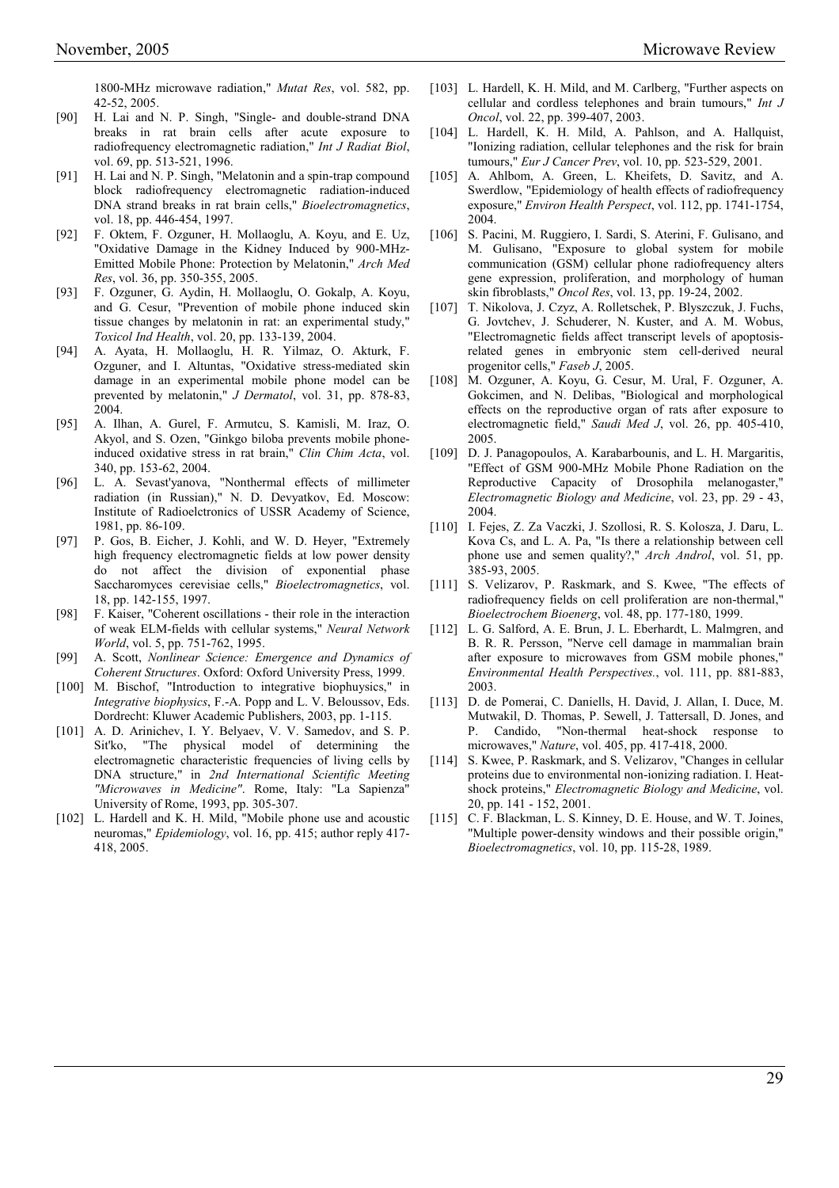1800-MHz microwave radiation," *Mutat Res*, vol. 582, pp. 42-52, 2005.

[90] H. Lai and N. P. Singh, "Single- and double-strand DNA breaks in rat brain cells after acute exposure to radiofrequency electromagnetic radiation," *Int J Radiat Biol*, vol. 69, pp. 513-521, 1996.

[91] H. Lai and N. P. Singh, "Melatonin and a spin-trap compound block radiofrequency electromagnetic radiation-induced DNA strand breaks in rat brain cells," *Bioelectromagnetics*, vol. 18, pp. 446-454, 1997.

[92] F. Oktem, F. Ozguner, H. Mollaoglu, A. Koyu, and E. Uz, "Oxidative Damage in the Kidney Induced by 900-MHz-Emitted Mobile Phone: Protection by Melatonin," *Arch Med Res*, vol. 36, pp. 350-355, 2005.

[93] F. Ozguner, G. Aydin, H. Mollaoglu, O. Gokalp, A. Koyu, and G. Cesur, "Prevention of mobile phone induced skin tissue changes by melatonin in rat: an experimental study," *Toxicol Ind Health*, vol. 20, pp. 133-139, 2004.

[94] A. Ayata, H. Mollaoglu, H. R. Yilmaz, O. Akturk, F. Ozguner, and I. Altuntas, "Oxidative stress-mediated skin damage in an experimental mobile phone model can be prevented by melatonin," *J Dermatol*, vol. 31, pp. 878-83, 2004.

[95] A. Ilhan, A. Gurel, F. Armutcu, S. Kamisli, M. Iraz, O. Akyol, and S. Ozen, "Ginkgo biloba prevents mobile phone-induced oxidative stress in rat brain," *Clin Chim Acta*, vol. 340, pp. 153-62, 2004.

[96] L. A. Sevast'yanova, "Nonthermal effects of millimeter radiation (in Russian)," N. D. Devyatkov, Ed. Moscow: Institute of Radioelctronics of USSR Academy of Science, 1981, pp. 86-109.

[97] P. Gos, B. Eicher, J. Kohli, and W. D. Heyer, "Extremely high frequency electromagnetic fields at low power density do not affect the division of exponential phase Saccharomyces cerevisiae cells," *Bioelectromagnetics*, vol. 18, pp. 142-155, 1997.

[98] F. Kaiser, "Coherent oscillations - their role in the interaction of weak ELM-fields with cellular systems," *Neural Network World*, vol. 5, pp. 751-762, 1995.

[99] A. Scott, *Nonlinear Science: Emergence and Dynamics of Coherent Structures*. Oxford: Oxford University Press, 1999.

[100] M. Bischof, "Introduction to integrative biophuysics," in *Integrative biophysics*, F.-A. Popp and L. V. Beloussov, Eds. Dordrecht: Kluwer Academic Publishers, 2003, pp. 1-115.

[101] A. D. Arinichev, I. Y. Belyaev, V. V. Samedov, and S. P. Sit'ko, "The physical model of determining the electromagnetic characteristic frequencies of living cells by DNA structure," in *2nd International Scientific Meeting "Microwaves in Medicine"*. Rome, Italy: "La Sapienza" University of Rome, 1993, pp. 305-307.

[102] L. Hardell and K. H. Mild, "Mobile phone use and acoustic neuromas," *Epidemiology*, vol. 16, pp. 415; author reply 417-418, 2005.

[103] L. Hardell, K. H. Mild, and M. Carlberg, "Further aspects on cellular and cordless telephones and brain tumours," *Int J Oncol*, vol. 22, pp. 399-407, 2003.

[104] L. Hardell, K. H. Mild, A. Pahlson, and A. Hallquist, "Ionizing radiation, cellular telephones and the risk for brain tumours," *Eur J Cancer Prev*, vol. 10, pp. 523-529, 2001.

[105] A. Ahlbom, A. Green, L. Kheifets, D. Savitz, and A. Swerdlow, "Epidemiology of health effects of radiofrequency exposure," *Environ Health Perspect*, vol. 112, pp. 1741-1754, 2004.

[106] S. Pacini, M. Ruggiero, I. Sardi, S. Aterini, F. Gulisano, and M. Gulisano, "Exposure to global system for mobile communication (GSM) cellular phone radiofrequency alters gene expression, proliferation, and morphology of human skin fibroblasts," *Oncol Res*, vol. 13, pp. 19-24, 2002.

[107] T. Nikolova, J. Czyz, A. Rolletschek, P. Blyszczuk, J. Fuchs, G. Jovtchev, J. Schuderer, N. Kuster, and A. M. Wobus, "Electromagnetic fields affect transcript levels of apoptosis-related genes in embryonic stem cell-derived neural progenitor cells," *Faseb J*, 2005.

[108] M. Ozguner, A. Koyu, G. Cesur, M. Ural, F. Ozguner, A. Gokcimen, and N. Delibas, "Biological and morphological effects on the reproductive organ of rats after exposure to electromagnetic field," *Saudi Med J*, vol. 26, pp. 405-410, 2005.

[109] D. J. Panagopoulos, A. Karabarbounis, and L. H. Margaritis, "Effect of GSM 900-MHz Mobile Phone Radiation on the Reproductive Capacity of Drosophila melanogaster," *Electromagnetic Biology and Medicine*, vol. 23, pp. 29 - 43, 2004.

[110] I. Fejes, Z. Za Vaczki, J. Szollosi, R. S. Kolosza, J. Daru, L. Kova Cs, and L. A. Pa, "Is there a relationship between cell phone use and semen quality?," *Arch Androl*, vol. 51, pp. 385-93, 2005.

[111] S. Velizarov, P. Raskmark, and S. Kwee, "The effects of radiofrequency fields on cell proliferation are non-thermal," *Bioelectrochem Bioenerg*, vol. 48, pp. 177-180, 1999.

[112] L. G. Salford, A. E. Brun, J. L. Eberhardt, L. Malmgren, and B. R. R. Persson, "Nerve cell damage in mammalian brain after exposure to microwaves from GSM mobile phones," *Environmental Health Perspectives.*, vol. 111, pp. 881-883, 2003.

[113] D. de Pomerai, C. Daniells, H. David, J. Allan, I. Duce, M. Mutwakil, D. Thomas, P. Sewell, J. Tattersall, D. Jones, and P. Candido, "Non-thermal heat-shock response to microwaves," *Nature*, vol. 405, pp. 417-418, 2000.

[114] S. Kwee, P. Raskmark, and S. Velizarov, "Changes in cellular proteins due to environmental non-ionizing radiation. I. Heat-shock proteins," *Electromagnetic Biology and Medicine*, vol. 20, pp. 141 - 152, 2001.

[115] C. F. Blackman, L. S. Kinney, D. E. House, and W. T. Joines, "Multiple power-density windows and their possible origin," *Bioelectromagnetics*, vol. 10, pp. 115-28, 1989.